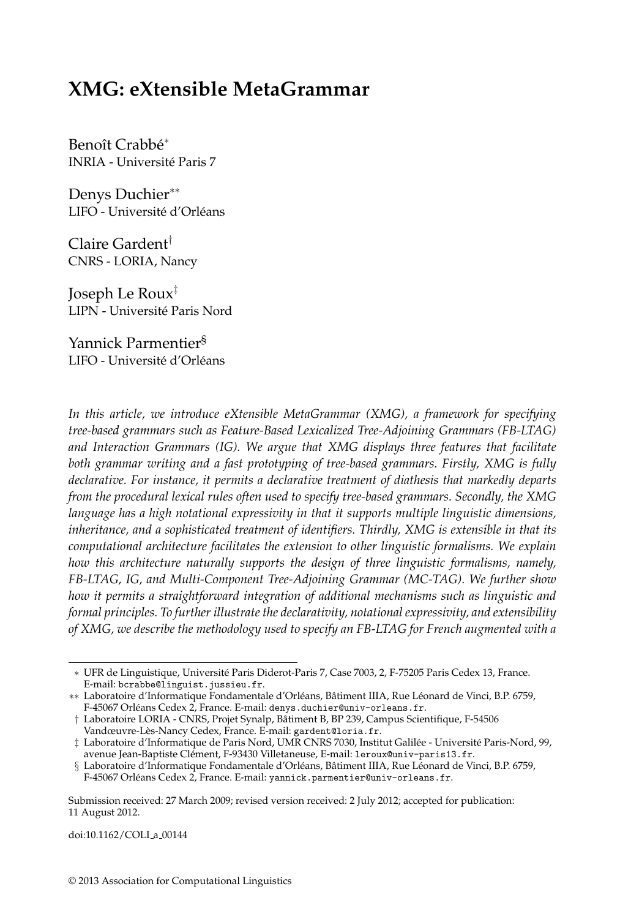# XMG: eXtensible MetaGrammar

Benoît Crabbé[*]
INRIA - Université Paris 7

Denys Duchier[**]
LIFO - Université d'Orléans

Claire Gardent[†]
CNRS - LORIA, Nancy

Joseph Le Roux[‡]
LIPN - Université Paris Nord

Yannick Parmentier[§]
LIFO - Université d'Orléans

*In this article, we introduce eXtensible MetaGrammar (XMG), a framework for specifying tree-based grammars such as Feature-Based Lexicalized Tree-Adjoining Grammars (FB-LTAG) and Interaction Grammars (IG). We argue that XMG displays three features that facilitate both grammar writing and a fast prototyping of tree-based grammars. Firstly, XMG is fully declarative. For instance, it permits a declarative treatment of diathesis that markedly departs from the procedural lexical rules often used to specify tree-based grammars. Secondly, the XMG language has a high notational expressivity in that it supports multiple linguistic dimensions, inheritance, and a sophisticated treatment of identifiers. Thirdly, XMG is extensible in that its computational architecture facilitates the extension to other linguistic formalisms. We explain how this architecture naturally supports the design of three linguistic formalisms, namely, FB-LTAG, IG, and Multi-Component Tree-Adjoining Grammar (MC-TAG). We further show how it permits a straightforward integration of additional mechanisms such as linguistic and formal principles. To further illustrate the declarativity, notational expressivity, and extensibility of XMG, we describe the methodology used to specify an FB-LTAG for French augmented with a*

---

[*] UFR de Linguistique, Université Paris Diderot-Paris 7, Case 7003, 2, F-75205 Paris Cedex 13, France. E-mail: `bcrabbe@linguist.jussieu.fr`.

[**] Laboratoire d'Informatique Fondamentale d'Orléans, Bâtiment IIIA, Rue Léonard de Vinci, B.P. 6759, F-45067 Orléans Cedex 2, France. E-mail: `denys.duchier@univ-orleans.fr`.

[†] Laboratoire LORIA - CNRS, Projet Synalp, Bâtiment B, BP 239, Campus Scientifique, F-54506 Vandœuvre-Lès-Nancy Cedex, France. E-mail: `gardent@loria.fr`.

[‡] Laboratoire d'Informatique de Paris Nord, UMR CNRS 7030, Institut Galilée - Université Paris-Nord, 99, avenue Jean-Baptiste Clément, F-93430 Villetaneuse, E-mail: `leroux@univ-paris13.fr`.

[§] Laboratoire d'Informatique Fondamentale d'Orléans, Bâtiment IIIA, Rue Léonard de Vinci, B.P. 6759, F-45067 Orléans Cedex 2, France. E-mail: `yannick.parmentier@univ-orleans.fr`.

Submission received: 27 March 2009; revised version received: 2 July 2012; accepted for publication: 11 August 2012.

doi:10.1162/COLI_a_00144

© 2013 Association for Computational Linguistics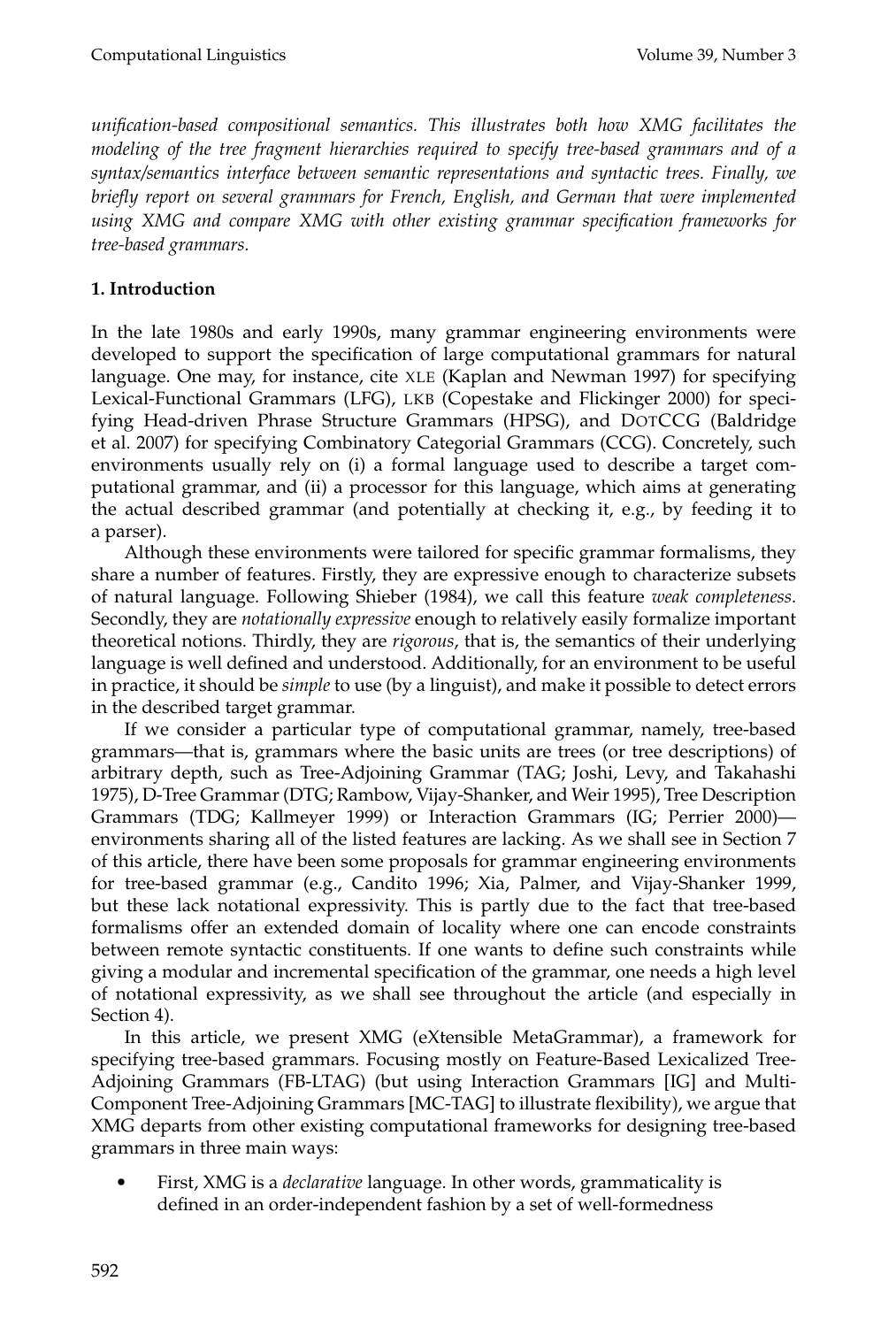*unification-based compositional semantics. This illustrates both how XMG facilitates the modeling of the tree fragment hierarchies required to specify tree-based grammars and of a syntax/semantics interface between semantic representations and syntactic trees. Finally, we briefly report on several grammars for French, English, and German that were implemented using XMG and compare XMG with other existing grammar specification frameworks for tree-based grammars.*

## 1. Introduction

In the late 1980s and early 1990s, many grammar engineering environments were developed to support the specification of large computational grammars for natural language. One may, for instance, cite XLE (Kaplan and Newman 1997) for specifying Lexical-Functional Grammars (LFG), LKB (Copestake and Flickinger 2000) for specifying Head-driven Phrase Structure Grammars (HPSG), and DOTCCG (Baldridge et al. 2007) for specifying Combinatory Categorial Grammars (CCG). Concretely, such environments usually rely on (i) a formal language used to describe a target computational grammar, and (ii) a processor for this language, which aims at generating the actual described grammar (and potentially at checking it, e.g., by feeding it to a parser).

Although these environments were tailored for specific grammar formalisms, they share a number of features. Firstly, they are expressive enough to characterize subsets of natural language. Following Shieber (1984), we call this feature *weak completeness*. Secondly, they are *notationally expressive* enough to relatively easily formalize important theoretical notions. Thirdly, they are *rigorous*, that is, the semantics of their underlying language is well defined and understood. Additionally, for an environment to be useful in practice, it should be *simple* to use (by a linguist), and make it possible to detect errors in the described target grammar.

If we consider a particular type of computational grammar, namely, tree-based grammars—that is, grammars where the basic units are trees (or tree descriptions) of arbitrary depth, such as Tree-Adjoining Grammar (TAG; Joshi, Levy, and Takahashi 1975), D-Tree Grammar (DTG; Rambow, Vijay-Shanker, and Weir 1995), Tree Description Grammars (TDG; Kallmeyer 1999) or Interaction Grammars (IG; Perrier 2000)—environments sharing all of the listed features are lacking. As we shall see in Section 7 of this article, there have been some proposals for grammar engineering environments for tree-based grammar (e.g., Candito 1996; Xia, Palmer, and Vijay-Shanker 1999, but these lack notational expressivity. This is partly due to the fact that tree-based formalisms offer an extended domain of locality where one can encode constraints between remote syntactic constituents. If one wants to define such constraints while giving a modular and incremental specification of the grammar, one needs a high level of notational expressivity, as we shall see throughout the article (and especially in Section 4).

In this article, we present XMG (eXtensible MetaGrammar), a framework for specifying tree-based grammars. Focusing mostly on Feature-Based Lexicalized Tree-Adjoining Grammars (FB-LTAG) (but using Interaction Grammars [IG] and Multi-Component Tree-Adjoining Grammars [MC-TAG] to illustrate flexibility), we argue that XMG departs from other existing computational frameworks for designing tree-based grammars in three main ways:

- First, XMG is a *declarative* language. In other words, grammaticality is defined in an order-independent fashion by a set of well-formedness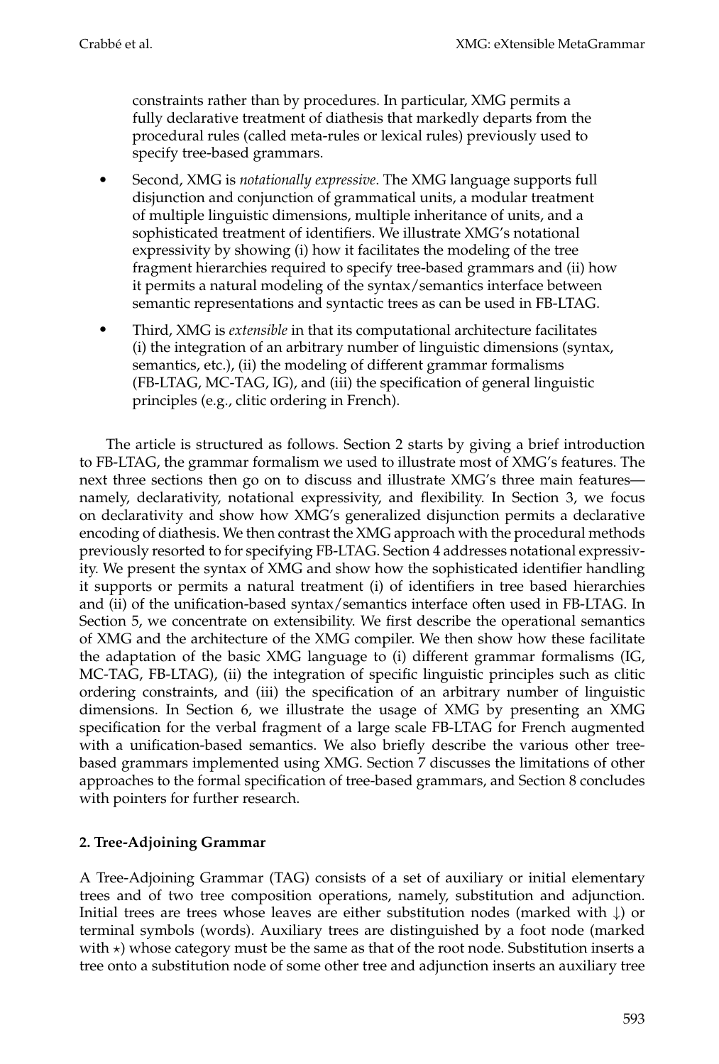constraints rather than by procedures. In particular, XMG permits a fully declarative treatment of diathesis that markedly departs from the procedural rules (called meta-rules or lexical rules) previously used to specify tree-based grammars.

- Second, XMG is *notationally expressive*. The XMG language supports full disjunction and conjunction of grammatical units, a modular treatment of multiple linguistic dimensions, multiple inheritance of units, and a sophisticated treatment of identifiers. We illustrate XMG's notational expressivity by showing (i) how it facilitates the modeling of the tree fragment hierarchies required to specify tree-based grammars and (ii) how it permits a natural modeling of the syntax/semantics interface between semantic representations and syntactic trees as can be used in FB-LTAG.
- Third, XMG is *extensible* in that its computational architecture facilitates (i) the integration of an arbitrary number of linguistic dimensions (syntax, semantics, etc.), (ii) the modeling of different grammar formalisms (FB-LTAG, MC-TAG, IG), and (iii) the specification of general linguistic principles (e.g., clitic ordering in French).

The article is structured as follows. Section 2 starts by giving a brief introduction to FB-LTAG, the grammar formalism we used to illustrate most of XMG's features. The next three sections then go on to discuss and illustrate XMG's three main features—namely, declarativity, notational expressivity, and flexibility. In Section 3, we focus on declarativity and show how XMG's generalized disjunction permits a declarative encoding of diathesis. We then contrast the XMG approach with the procedural methods previously resorted to for specifying FB-LTAG. Section 4 addresses notational expressivity. We present the syntax of XMG and show how the sophisticated identifier handling it supports or permits a natural treatment (i) of identifiers in tree based hierarchies and (ii) of the unification-based syntax/semantics interface often used in FB-LTAG. In Section 5, we concentrate on extensibility. We first describe the operational semantics of XMG and the architecture of the XMG compiler. We then show how these facilitate the adaptation of the basic XMG language to (i) different grammar formalisms (IG, MC-TAG, FB-LTAG), (ii) the integration of specific linguistic principles such as clitic ordering constraints, and (iii) the specification of an arbitrary number of linguistic dimensions. In Section 6, we illustrate the usage of XMG by presenting an XMG specification for the verbal fragment of a large scale FB-LTAG for French augmented with a unification-based semantics. We also briefly describe the various other tree-based grammars implemented using XMG. Section 7 discusses the limitations of other approaches to the formal specification of tree-based grammars, and Section 8 concludes with pointers for further research.

## 2. Tree-Adjoining Grammar

A Tree-Adjoining Grammar (TAG) consists of a set of auxiliary or initial elementary trees and of two tree composition operations, namely, substitution and adjunction. Initial trees are trees whose leaves are either substitution nodes (marked with $\downarrow$) or terminal symbols (words). Auxiliary trees are distinguished by a foot node (marked with $\star$) whose category must be the same as that of the root node. Substitution inserts a tree onto a substitution node of some other tree and adjunction inserts an auxiliary tree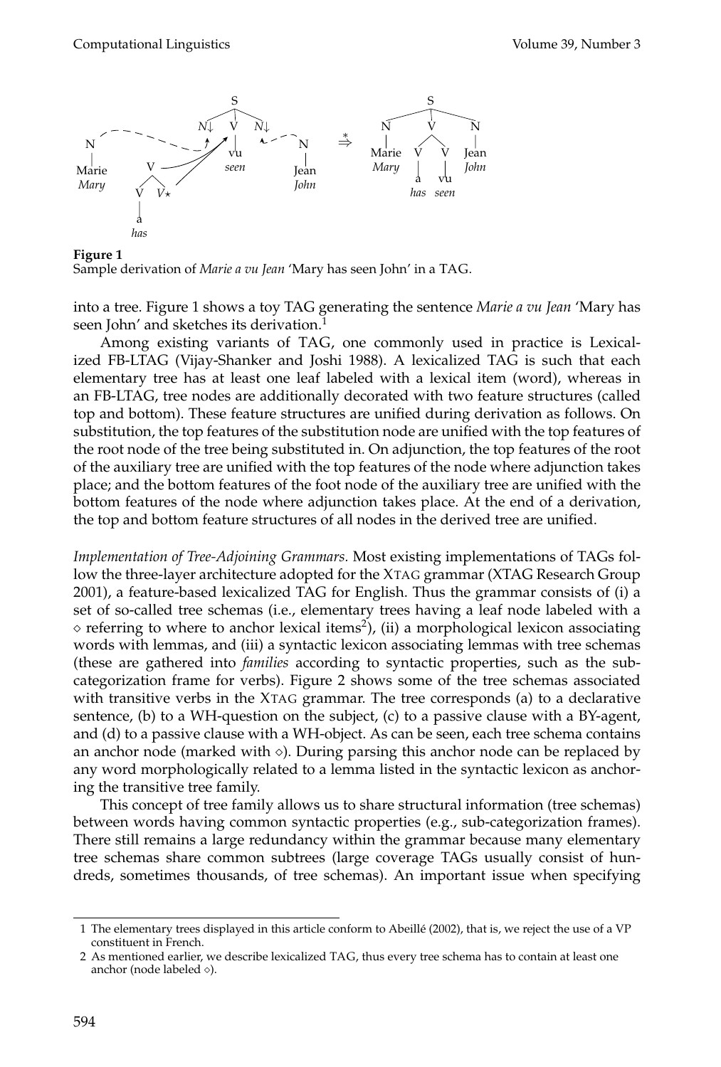**Figure 1**
Sample derivation of *Marie a vu Jean* 'Mary has seen John' in a TAG.

into a tree. Figure 1 shows a toy TAG generating the sentence *Marie a vu Jean* 'Mary has seen John' and sketches its derivation.[1]

Among existing variants of TAG, one commonly used in practice is Lexicalized FB-LTAG (Vijay-Shanker and Joshi 1988). A lexicalized TAG is such that each elementary tree has at least one leaf labeled with a lexical item (word), whereas in an FB-LTAG, tree nodes are additionally decorated with two feature structures (called top and bottom). These feature structures are unified during derivation as follows. On substitution, the top features of the substitution node are unified with the top features of the root node of the tree being substituted in. On adjunction, the top features of the root of the auxiliary tree are unified with the top features of the node where adjunction takes place; and the bottom features of the foot node of the auxiliary tree are unified with the bottom features of the node where adjunction takes place. At the end of a derivation, the top and bottom feature structures of all nodes in the derived tree are unified.

*Implementation of Tree-Adjoining Grammars.* Most existing implementations of TAGs follow the three-layer architecture adopted for the XTAG grammar (XTAG Research Group 2001), a feature-based lexicalized TAG for English. Thus the grammar consists of (i) a set of so-called tree schemas (i.e., elementary trees having a leaf node labeled with a $\diamond$ referring to where to anchor lexical items[2]), (ii) a morphological lexicon associating words with lemmas, and (iii) a syntactic lexicon associating lemmas with tree schemas (these are gathered into *families* according to syntactic properties, such as the sub-categorization frame for verbs). Figure 2 shows some of the tree schemas associated with transitive verbs in the XTAG grammar. The tree corresponds (a) to a declarative sentence, (b) to a WH-question on the subject, (c) to a passive clause with a BY-agent, and (d) to a passive clause with a WH-object. As can be seen, each tree schema contains an anchor node (marked with $\diamond$). During parsing this anchor node can be replaced by any word morphologically related to a lemma listed in the syntactic lexicon as anchoring the transitive tree family.

This concept of tree family allows us to share structural information (tree schemas) between words having common syntactic properties (e.g., sub-categorization frames). There still remains a large redundancy within the grammar because many elementary tree schemas share common subtrees (large coverage TAGs usually consist of hundreds, sometimes thousands, of tree schemas). An important issue when specifying

1 The elementary trees displayed in this article conform to Abeillé (2002), that is, we reject the use of a VP constituent in French.

2 As mentioned earlier, we describe lexicalized TAG, thus every tree schema has to contain at least one anchor (node labeled $\diamond$).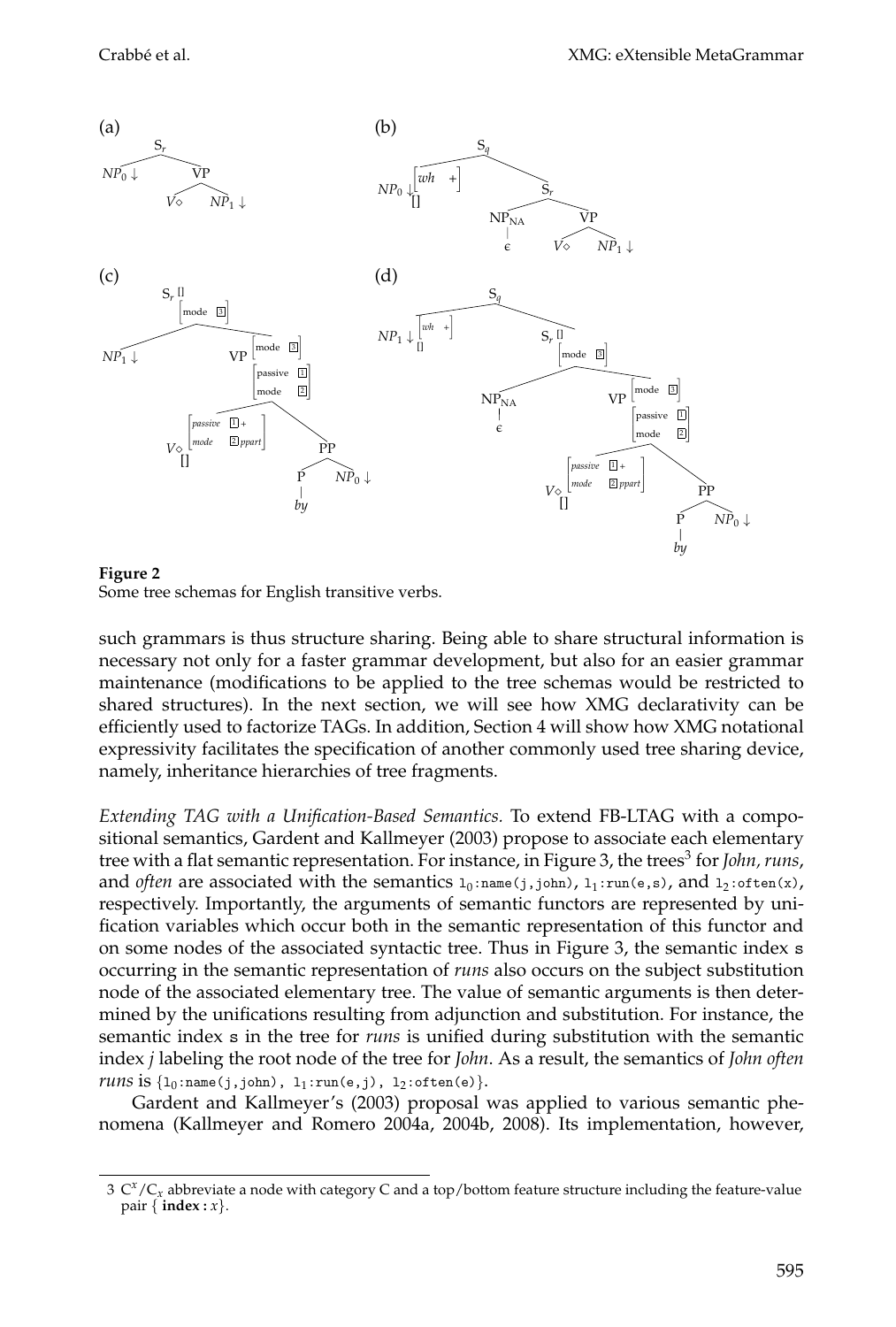Figure 2
Some tree schemas for English transitive verbs.

such grammars is thus structure sharing. Being able to share structural information is necessary not only for a faster grammar development, but also for an easier grammar maintenance (modifications to be applied to the tree schemas would be restricted to shared structures). In the next section, we will see how XMG declarativity can be efficiently used to factorize TAGs. In addition, Section 4 will show how XMG notational expressivity facilitates the specification of another commonly used tree sharing device, namely, inheritance hierarchies of tree fragments.

*Extending TAG with a Unification-Based Semantics.* To extend FB-LTAG with a compositional semantics, Gardent and Kallmeyer (2003) propose to associate each elementary tree with a flat semantic representation. For instance, in Figure 3, the trees[3] for *John, runs*, and *often* are associated with the semantics $l_0$:name(j,john), $l_1$:run(e,s), and $l_2$:often(x), respectively. Importantly, the arguments of semantic functors are represented by unification variables which occur both in the semantic representation of this functor and on some nodes of the associated syntactic tree. Thus in Figure 3, the semantic index s occurring in the semantic representation of *runs* also occurs on the subject substitution node of the associated elementary tree. The value of semantic arguments is then determined by the unifications resulting from adjunction and substitution. For instance, the semantic index s in the tree for *runs* is unified during substitution with the semantic index *j* labeling the root node of the tree for *John*. As a result, the semantics of *John often runs* is {$l_0$:name(j,john), $l_1$:run(e,j), $l_2$:often(e)}.

Gardent and Kallmeyer's (2003) proposal was applied to various semantic phenomena (Kallmeyer and Romero 2004a, 2004b, 2008). Its implementation, however,

3 $C^x/C_x$ abbreviate a node with category C and a top/bottom feature structure including the feature-value pair { **index** : $x$}.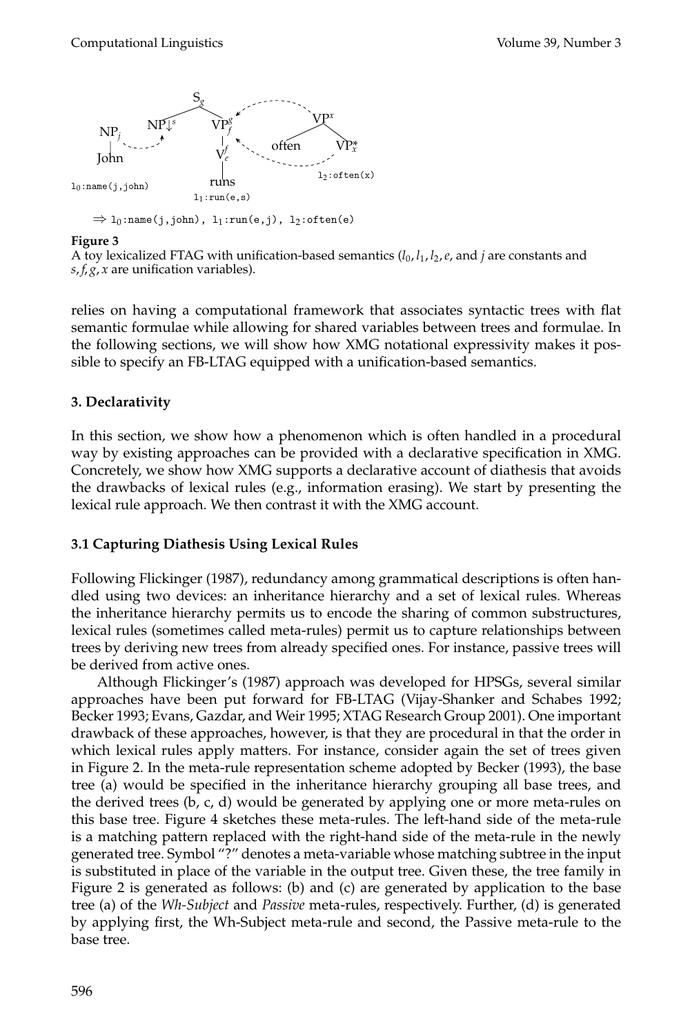$\Rightarrow$ l$_0$:name(j,john), l$_1$:run(e,j), l$_2$:often(e)

**Figure 3**
A toy lexicalized FTAG with unification-based semantics ($l_0, l_1, l_2, e$, and $j$ are constants and $s, f, g, x$ are unification variables).

relies on having a computational framework that associates syntactic trees with flat semantic formulae while allowing for shared variables between trees and formulae. In the following sections, we will show how XMG notational expressivity makes it possible to specify an FB-LTAG equipped with a unification-based semantics.

## 3. Declarativity

In this section, we show how a phenomenon which is often handled in a procedural way by existing approaches can be provided with a declarative specification in XMG. Concretely, we show how XMG supports a declarative account of diathesis that avoids the drawbacks of lexical rules (e.g., information erasing). We start by presenting the lexical rule approach. We then contrast it with the XMG account.

### 3.1 Capturing Diathesis Using Lexical Rules

Following Flickinger (1987), redundancy among grammatical descriptions is often handled using two devices: an inheritance hierarchy and a set of lexical rules. Whereas the inheritance hierarchy permits us to encode the sharing of common substructures, lexical rules (sometimes called meta-rules) permit us to capture relationships between trees by deriving new trees from already specified ones. For instance, passive trees will be derived from active ones.

Although Flickinger's (1987) approach was developed for HPSGs, several similar approaches have been put forward for FB-LTAG (Vijay-Shanker and Schabes 1992; Becker 1993; Evans, Gazdar, and Weir 1995; XTAG Research Group 2001). One important drawback of these approaches, however, is that they are procedural in that the order in which lexical rules apply matters. For instance, consider again the set of trees given in Figure 2. In the meta-rule representation scheme adopted by Becker (1993), the base tree (a) would be specified in the inheritance hierarchy grouping all base trees, and the derived trees (b, c, d) would be generated by applying one or more meta-rules on this base tree. Figure 4 sketches these meta-rules. The left-hand side of the meta-rule is a matching pattern replaced with the right-hand side of the meta-rule in the newly generated tree. Symbol "?" denotes a meta-variable whose matching subtree in the input is substituted in place of the variable in the output tree. Given these, the tree family in Figure 2 is generated as follows: (b) and (c) are generated by application to the base tree (a) of the *Wh-Subject* and *Passive* meta-rules, respectively. Further, (d) is generated by applying first, the Wh-Subject meta-rule and second, the Passive meta-rule to the base tree.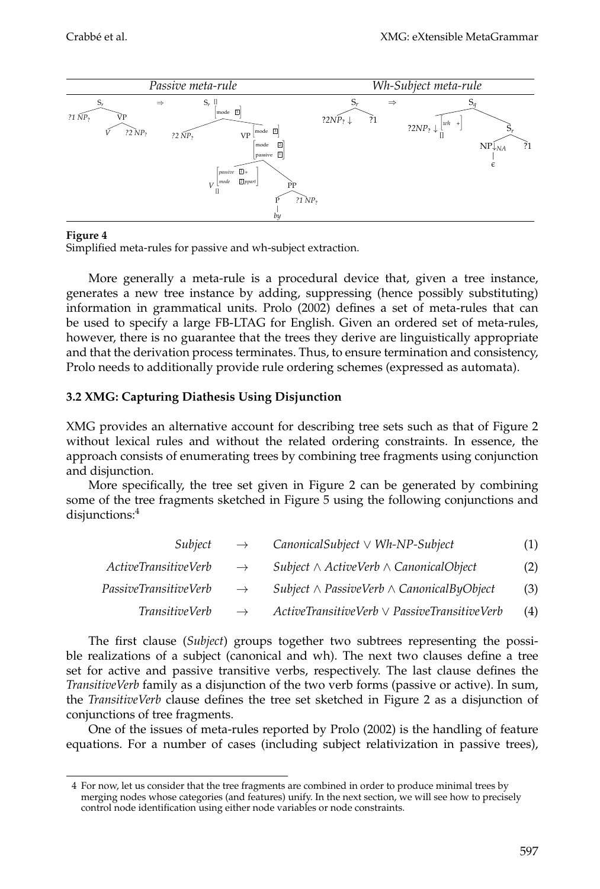**Figure 4**
Simplified meta-rules for passive and wh-subject extraction.

More generally a meta-rule is a procedural device that, given a tree instance, generates a new tree instance by adding, suppressing (hence possibly substituting) information in grammatical units. Prolo (2002) defines a set of meta-rules that can be used to specify a large FB-LTAG for English. Given an ordered set of meta-rules, however, there is no guarantee that the trees they derive are linguistically appropriate and that the derivation process terminates. Thus, to ensure termination and consistency, Prolo needs to additionally provide rule ordering schemes (expressed as automata).

### 3.2 XMG: Capturing Diathesis Using Disjunction

XMG provides an alternative account for describing tree sets such as that of Figure 2 without lexical rules and without the related ordering constraints. In essence, the approach consists of enumerating trees by combining tree fragments using conjunction and disjunction.

More specifically, the tree set given in Figure 2 can be generated by combining some of the tree fragments sketched in Figure 5 using the following conjunctions and disjunctions:[4]

$$\textit{Subject} \rightarrow \textit{CanonicalSubject} \vee \textit{Wh-NP-Subject} \quad (1)$$

$$\textit{ActiveTransitiveVerb} \rightarrow \textit{Subject} \wedge \textit{ActiveVerb} \wedge \textit{CanonicalObject} \quad (2)$$

$$\textit{PassiveTransitiveVerb} \rightarrow \textit{Subject} \wedge \textit{PassiveVerb} \wedge \textit{CanonicalByObject} \quad (3)$$

$$\textit{TransitiveVerb} \rightarrow \textit{ActiveTransitiveVerb} \vee \textit{PassiveTransitiveVerb} \quad (4)$$

The first clause (*Subject*) groups together two subtrees representing the possible realizations of a subject (canonical and wh). The next two clauses define a tree set for active and passive transitive verbs, respectively. The last clause defines the *TransitiveVerb* family as a disjunction of the two verb forms (passive or active). In sum, the *TransitiveVerb* clause defines the tree set sketched in Figure 2 as a disjunction of conjunctions of tree fragments.

One of the issues of meta-rules reported by Prolo (2002) is the handling of feature equations. For a number of cases (including subject relativization in passive trees),

4 For now, let us consider that the tree fragments are combined in order to produce minimal trees by merging nodes whose categories (and features) unify. In the next section, we will see how to precisely control node identification using either node variables or node constraints.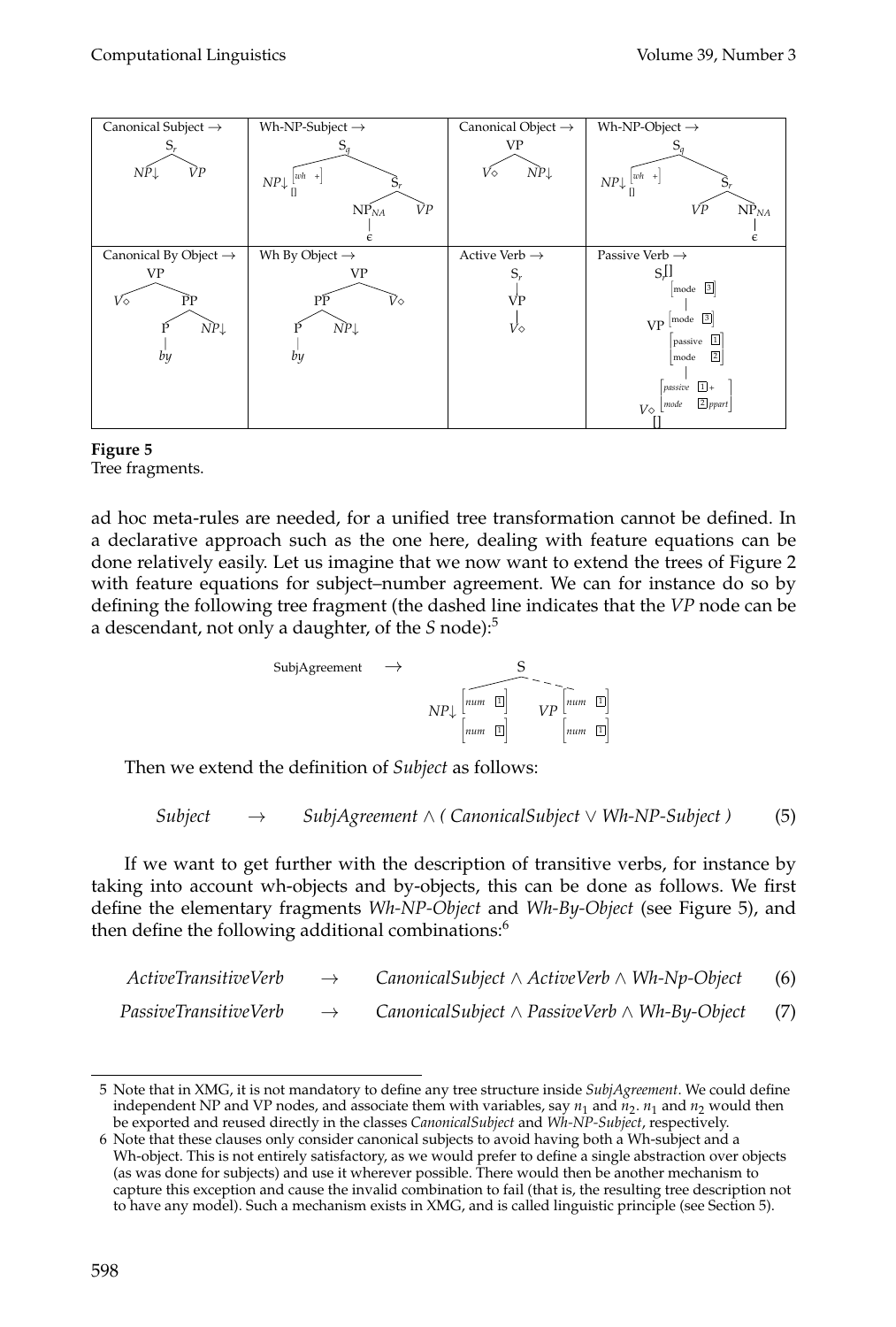Figure 5

Tree fragments.

ad hoc meta-rules are needed, for a unified tree transformation cannot be defined. In a declarative approach such as the one here, dealing with feature equations can be done relatively easily. Let us imagine that we now want to extend the trees of Figure 2 with feature equations for subject–number agreement. We can for instance do so by defining the following tree fragment (the dashed line indicates that the *VP* node can be a descendant, not only a daughter, of the *S* node):[5]

Then we extend the definition of *Subject* as follows:

$$\textit{Subject} \quad \rightarrow \quad \textit{SubjAgreement} \wedge (\textit{CanonicalSubject} \vee \textit{Wh-NP-Subject}) \qquad (5)$$

If we want to get further with the description of transitive verbs, for instance by taking into account wh-objects and by-objects, this can be done as follows. We first define the elementary fragments *Wh-NP-Object* and *Wh-By-Object* (see Figure 5), and then define the following additional combinations:[6]

$$\textit{ActiveTransitiveVerb} \quad \rightarrow \quad \textit{CanonicalSubject} \wedge \textit{ActiveVerb} \wedge \textit{Wh-Np-Object} \qquad (6)$$

$$\textit{PassiveTransitiveVerb} \quad \rightarrow \quad \textit{CanonicalSubject} \wedge \textit{PassiveVerb} \wedge \textit{Wh-By-Object} \qquad (7)$$

---

5 Note that in XMG, it is not mandatory to define any tree structure inside *SubjAgreement*. We could define independent NP and VP nodes, and associate them with variables, say $n_1$ and $n_2$. $n_1$ and $n_2$ would then be exported and reused directly in the classes *CanonicalSubject* and *Wh-NP-Subject*, respectively.

6 Note that these clauses only consider canonical subjects to avoid having both a Wh-subject and a Wh-object. This is not entirely satisfactory, as we would prefer to define a single abstraction over objects (as was done for subjects) and use it wherever possible. There would then be another mechanism to capture this exception and cause the invalid combination to fail (that is, the resulting tree description not to have any model). Such a mechanism exists in XMG, and is called linguistic principle (see Section 5).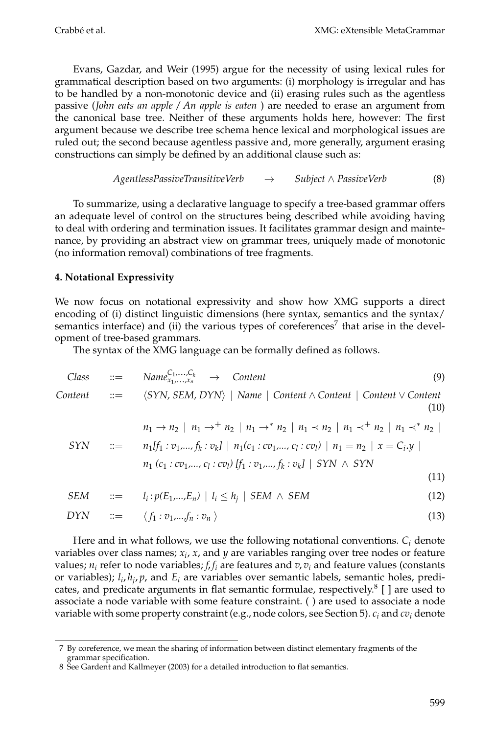Evans, Gazdar, and Weir (1995) argue for the necessity of using lexical rules for grammatical description based on two arguments: (i) morphology is irregular and has to be handled by a non-monotonic device and (ii) erasing rules such as the agentless passive (*John eats an apple / An apple is eaten* ) are needed to erase an argument from the canonical base tree. Neither of these arguments holds here, however: The first argument because we describe tree schema hence lexical and morphological issues are ruled out; the second because agentless passive and, more generally, argument erasing constructions can simply be defined by an additional clause such as:

$$AgentlessPassiveTransitiveVerb \quad \rightarrow \quad Subject \wedge PassiveVerb \tag{8}$$

To summarize, using a declarative language to specify a tree-based grammar offers an adequate level of control on the structures being described while avoiding having to deal with ordering and termination issues. It facilitates grammar design and maintenance, by providing an abstract view on grammar trees, uniquely made of monotonic (no information removal) combinations of tree fragments.

#### 4. Notational Expressivity

We now focus on notational expressivity and show how XMG supports a direct encoding of (i) distinct linguistic dimensions (here syntax, semantics and the syntax/semantics interface) and (ii) the various types of coreferences[7] that arise in the development of tree-based grammars.

The syntax of the XMG language can be formally defined as follows.

$$Class \quad ::= \quad Name^{C_1,\ldots,C_k}_{x_1,\ldots,x_n} \quad \rightarrow \quad Content \tag{9}$$

$$Content \quad ::= \quad \langle SYN, SEM, DYN \rangle \mid Name \mid Content \wedge Content \mid Content \vee Content \tag{10}$$

$$\begin{aligned} SYN \quad ::= \quad & n_1 \rightarrow n_2 \mid n_1 \rightarrow^{+} n_2 \mid n_1 \rightarrow^{*} n_2 \mid n_1 \prec n_2 \mid n_1 \prec^{+} n_2 \mid n_1 \prec^{*} n_2 \mid \\ & n_1[f_1 : v_1,\ldots, f_k : v_k] \mid n_1(c_1 : cv_1,\ldots, c_l : cv_l) \mid n_1 = n_2 \mid x = C_i.y \mid \\ & n_1\, (c_1 : cv_1,\ldots, c_l : cv_l)\, [f_1 : v_1,\ldots, f_k : v_k] \mid SYN \wedge SYN \end{aligned} \tag{11}$$

$$SEM \quad ::= \quad l_i : p(E_1,\ldots,E_n) \mid l_i \leq h_j \mid SEM \wedge SEM \tag{12}$$

$$DYN \quad ::= \quad \langle\, f_1 : v_1,\ldots,f_n : v_n \,\rangle \tag{13}$$

Here and in what follows, we use the following notational conventions. $C_i$ denote variables over class names; $x_i$, $x$, and $y$ are variables ranging over tree nodes or feature values; $n_i$ refer to node variables; $f, f_i$ are features and $v, v_i$ and feature values (constants or variables); $l_i, h_j, p$, and $E_i$ are variables over semantic labels, semantic holes, predicates, and predicate arguments in flat semantic formulae, respectively.[8] [ ] are used to associate a node variable with some feature constraint. ( ) are used to associate a node variable with some property constraint (e.g., node colors, see Section 5). $c_i$ and $cv_i$ denote

---

7 By coreference, we mean the sharing of information between distinct elementary fragments of the grammar specification.

8 See Gardent and Kallmeyer (2003) for a detailed introduction to flat semantics.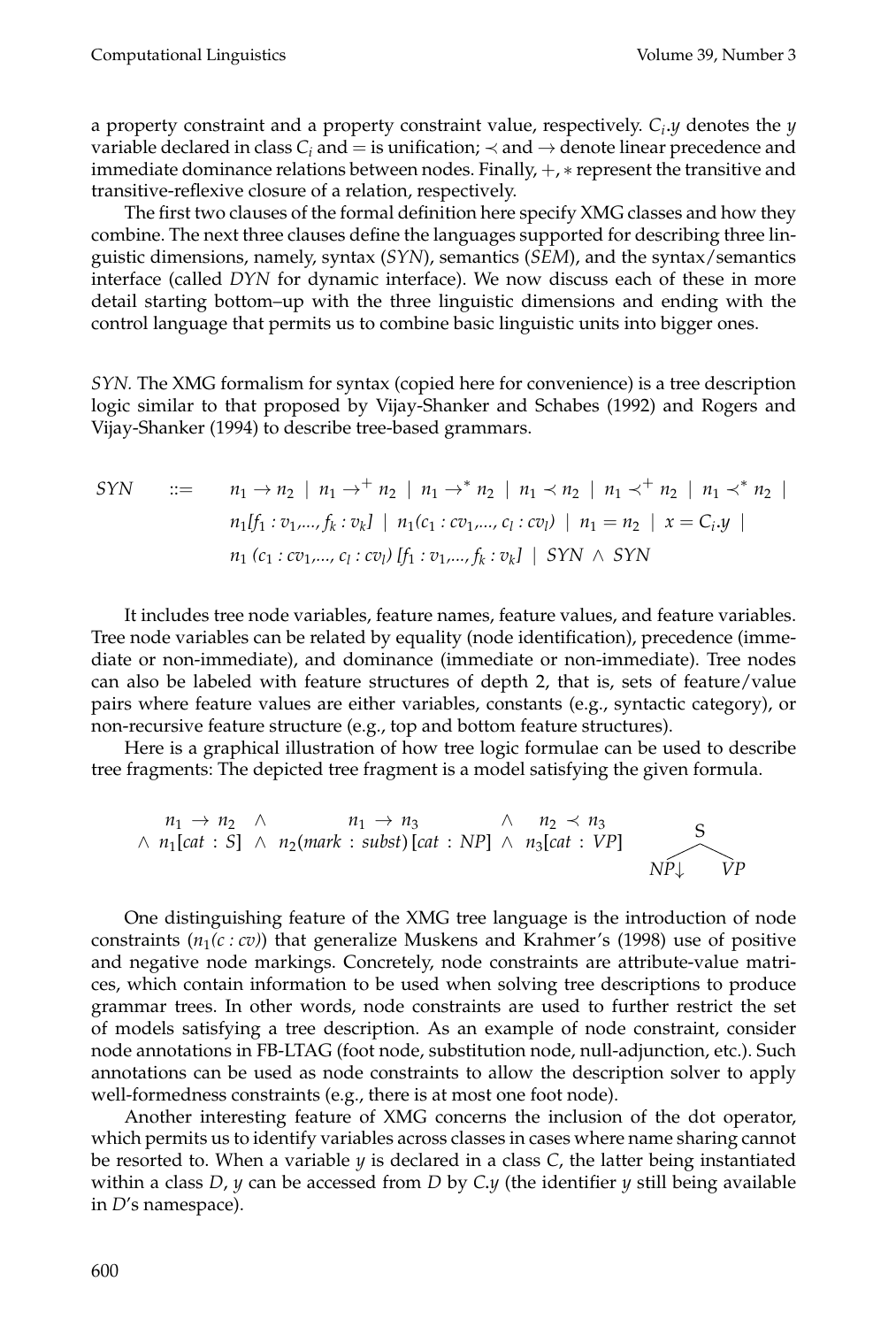a property constraint and a property constraint value, respectively. $C_i.y$ denotes the $y$ variable declared in class $C_i$ and $=$ is unification; $\prec$ and $\rightarrow$ denote linear precedence and immediate dominance relations between nodes. Finally, $+, *$ represent the transitive and transitive-reflexive closure of a relation, respectively.

The first two clauses of the formal definition here specify XMG classes and how they combine. The next three clauses define the languages supported for describing three linguistic dimensions, namely, syntax (*SYN*), semantics (*SEM*), and the syntax/semantics interface (called *DYN* for dynamic interface). We now discuss each of these in more detail starting bottom–up with the three linguistic dimensions and ending with the control language that permits us to combine basic linguistic units into bigger ones.

*SYN*. The XMG formalism for syntax (copied here for convenience) is a tree description logic similar to that proposed by Vijay-Shanker and Schabes (1992) and Rogers and Vijay-Shanker (1994) to describe tree-based grammars.

$$\begin{aligned} SYN \quad ::= \quad & n_1 \rightarrow n_2 \mid n_1 \rightarrow^+ n_2 \mid n_1 \rightarrow^* n_2 \mid n_1 \prec n_2 \mid n_1 \prec^+ n_2 \mid n_1 \prec^* n_2 \mid \\ & n_1[f_1 : v_1, \ldots, f_k : v_k] \mid n_1(c_1 : cv_1, \ldots, c_l : cv_l) \mid n_1 = n_2 \mid x = C_i.y \mid \\ & n_1\,(c_1 : cv_1, \ldots, c_l : cv_l)\,[f_1 : v_1, \ldots, f_k : v_k] \mid SYN \wedge SYN \end{aligned}$$

It includes tree node variables, feature names, feature values, and feature variables. Tree node variables can be related by equality (node identification), precedence (immediate or non-immediate), and dominance (immediate or non-immediate). Tree nodes can also be labeled with feature structures of depth 2, that is, sets of feature/value pairs where feature values are either variables, constants (e.g., syntactic category), or non-recursive feature structure (e.g., top and bottom feature structures).

Here is a graphical illustration of how tree logic formulae can be used to describe tree fragments: The depicted tree fragment is a model satisfying the given formula.

$$\begin{aligned} & n_1 \rightarrow n_2 \quad \wedge \quad n_1 \rightarrow n_3 \quad \wedge \quad n_2 \prec n_3 \\ \wedge\ & n_1[cat : S] \ \wedge \ n_2(mark : subst)\,[cat : NP] \ \wedge \ n_3[cat : VP] \end{aligned}$$

```
     S
   /   \
 NP↓    VP
```

One distinguishing feature of the XMG tree language is the introduction of node constraints ($n_1(c : cv)$) that generalize Muskens and Krahmer's (1998) use of positive and negative node markings. Concretely, node constraints are attribute-value matrices, which contain information to be used when solving tree descriptions to produce grammar trees. In other words, node constraints are used to further restrict the set of models satisfying a tree description. As an example of node constraint, consider node annotations in FB-LTAG (foot node, substitution node, null-adjunction, etc.). Such annotations can be used as node constraints to allow the description solver to apply well-formedness constraints (e.g., there is at most one foot node).

Another interesting feature of XMG concerns the inclusion of the dot operator, which permits us to identify variables across classes in cases where name sharing cannot be resorted to. When a variable $y$ is declared in a class $C$, the latter being instantiated within a class $D$, $y$ can be accessed from $D$ by $C.y$ (the identifier $y$ still being available in $D$'s namespace).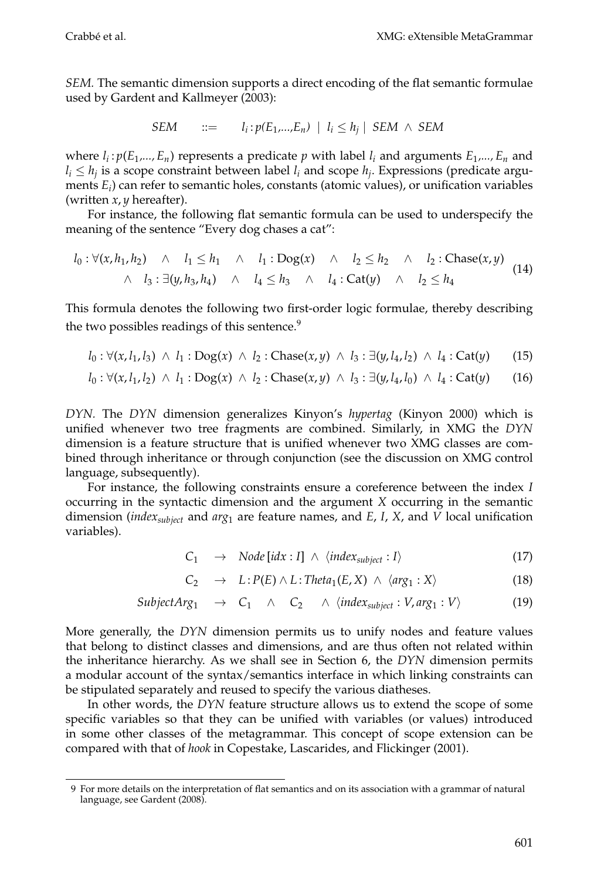*SEM.* The semantic dimension supports a direct encoding of the flat semantic formulae used by Gardent and Kallmeyer (2003):

$$SEM \quad ::= \quad l_i : p(E_1,...,E_n) \ \mid \ l_i \leq h_j \ \mid \ SEM \ \wedge \ SEM$$

where $l_i : p(E_1,..., E_n)$ represents a predicate $p$ with label $l_i$ and arguments $E_1,..., E_n$ and $l_i \leq h_j$ is a scope constraint between label $l_i$ and scope $h_j$. Expressions (predicate arguments $E_i$) can refer to semantic holes, constants (atomic values), or unification variables (written $x, y$ hereafter).

For instance, the following flat semantic formula can be used to underspecify the meaning of the sentence "Every dog chases a cat":

$$\begin{array}{l} l_0 : \forall(x, h_1, h_2) \quad \wedge \quad l_1 \leq h_1 \quad \wedge \quad l_1 : \mathrm{Dog}(x) \quad \wedge \quad l_2 \leq h_2 \quad \wedge \quad l_2 : \mathrm{Chase}(x, y) \\ \quad \wedge \quad l_3 : \exists(y, h_3, h_4) \quad \wedge \quad l_4 \leq h_3 \quad \wedge \quad l_4 : \mathrm{Cat}(y) \quad \wedge \quad l_2 \leq h_4 \end{array} \tag{14}$$

This formula denotes the following two first-order logic formulae, thereby describing the two possibles readings of this sentence.[9]

$$l_0 : \forall(x, l_1, l_3) \ \wedge \ l_1 : \mathrm{Dog}(x) \ \wedge \ l_2 : \mathrm{Chase}(x, y) \ \wedge \ l_3 : \exists(y, l_4, l_2) \ \wedge \ l_4 : \mathrm{Cat}(y) \tag{15}$$

$$l_0 : \forall(x, l_1, l_2) \ \wedge \ l_1 : \mathrm{Dog}(x) \ \wedge \ l_2 : \mathrm{Chase}(x, y) \ \wedge \ l_3 : \exists(y, l_4, l_0) \ \wedge \ l_4 : \mathrm{Cat}(y) \tag{16}$$

*DYN.* The *DYN* dimension generalizes Kinyon's *hypertag* (Kinyon 2000) which is unified whenever two tree fragments are combined. Similarly, in XMG the *DYN* dimension is a feature structure that is unified whenever two XMG classes are combined through inheritance or through conjunction (see the discussion on XMG control language, subsequently).

For instance, the following constraints ensure a coreference between the index $I$ occurring in the syntactic dimension and the argument $X$ occurring in the semantic dimension ($index_{subject}$ and $arg_1$ are feature names, and $E$, $I$, $X$, and $V$ local unification variables).

$$C_1 \quad \rightarrow \quad Node\,[idx : I] \ \wedge \ \langle index_{subject} : I \rangle \tag{17}$$

$$C_2 \quad \rightarrow \quad L : P(E) \wedge L : Theta_1(E, X) \ \wedge \ \langle arg_1 : X \rangle \tag{18}$$

$$SubjectArg_1 \quad \rightarrow \quad C_1 \quad \wedge \quad C_2 \quad \wedge \ \langle index_{subject} : V, arg_1 : V \rangle \tag{19}$$

More generally, the *DYN* dimension permits us to unify nodes and feature values that belong to distinct classes and dimensions, and are thus often not related within the inheritance hierarchy. As we shall see in Section 6, the *DYN* dimension permits a modular account of the syntax/semantics interface in which linking constraints can be stipulated separately and reused to specify the various diatheses.

In other words, the *DYN* feature structure allows us to extend the scope of some specific variables so that they can be unified with variables (or values) introduced in some other classes of the metagrammar. This concept of scope extension can be compared with that of *hook* in Copestake, Lascarides, and Flickinger (2001).

---

9 For more details on the interpretation of flat semantics and on its association with a grammar of natural language, see Gardent (2008).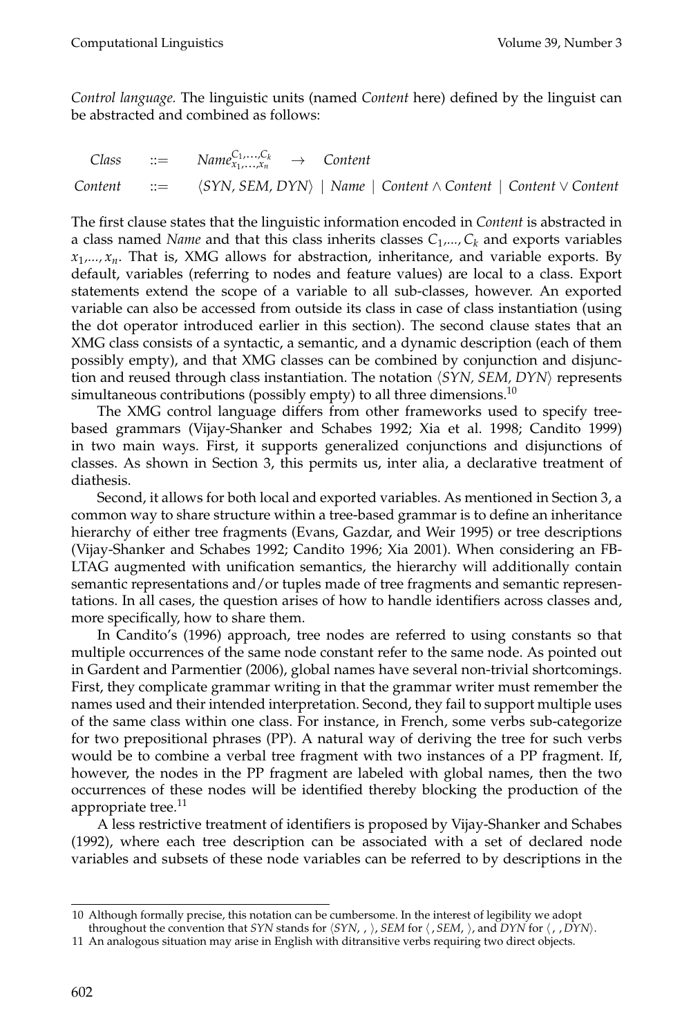*Control language.* The linguistic units (named *Content* here) defined by the linguist can be abstracted and combined as follows:

$$
\begin{array}{lll}
\textit{Class} & ::= & \textit{Name}^{C_1,\ldots,C_k}_{x_1,\ldots,x_n} \;\; \rightarrow \;\; \textit{Content} \\
\textit{Content} & ::= & \langle \textit{SYN}, \textit{SEM}, \textit{DYN} \rangle \;|\; \textit{Name} \;|\; \textit{Content} \wedge \textit{Content} \;|\; \textit{Content} \vee \textit{Content}
\end{array}
$$

The first clause states that the linguistic information encoded in *Content* is abstracted in a class named *Name* and that this class inherits classes $C_1,\ldots,C_k$ and exports variables $x_1,\ldots,x_n$. That is, XMG allows for abstraction, inheritance, and variable exports. By default, variables (referring to nodes and feature values) are local to a class. Export statements extend the scope of a variable to all sub-classes, however. An exported variable can also be accessed from outside its class in case of class instantiation (using the dot operator introduced earlier in this section). The second clause states that an XMG class consists of a syntactic, a semantic, and a dynamic description (each of them possibly empty), and that XMG classes can be combined by conjunction and disjunction and reused through class instantiation. The notation $\langle \textit{SYN}, \textit{SEM}, \textit{DYN} \rangle$ represents simultaneous contributions (possibly empty) to all three dimensions.[10]

The XMG control language differs from other frameworks used to specify tree-based grammars (Vijay-Shanker and Schabes 1992; Xia et al. 1998; Candito 1999) in two main ways. First, it supports generalized conjunctions and disjunctions of classes. As shown in Section 3, this permits us, inter alia, a declarative treatment of diathesis.

Second, it allows for both local and exported variables. As mentioned in Section 3, a common way to share structure within a tree-based grammar is to define an inheritance hierarchy of either tree fragments (Evans, Gazdar, and Weir 1995) or tree descriptions (Vijay-Shanker and Schabes 1992; Candito 1996; Xia 2001). When considering an FB-LTAG augmented with unification semantics, the hierarchy will additionally contain semantic representations and/or tuples made of tree fragments and semantic representations. In all cases, the question arises of how to handle identifiers across classes and, more specifically, how to share them.

In Candito's (1996) approach, tree nodes are referred to using constants so that multiple occurrences of the same node constant refer to the same node. As pointed out in Gardent and Parmentier (2006), global names have several non-trivial shortcomings. First, they complicate grammar writing in that the grammar writer must remember the names used and their intended interpretation. Second, they fail to support multiple uses of the same class within one class. For instance, in French, some verbs sub-categorize for two prepositional phrases (PP). A natural way of deriving the tree for such verbs would be to combine a verbal tree fragment with two instances of a PP fragment. If, however, the nodes in the PP fragment are labeled with global names, then the two occurrences of these nodes will be identified thereby blocking the production of the appropriate tree.[11]

A less restrictive treatment of identifiers is proposed by Vijay-Shanker and Schabes (1992), where each tree description can be associated with a set of declared node variables and subsets of these node variables can be referred to by descriptions in the

---

10 Although formally precise, this notation can be cumbersome. In the interest of legibility we adopt throughout the convention that *SYN* stands for $\langle \textit{SYN}, , \rangle$, *SEM* for $\langle , \textit{SEM}, \rangle$, and *DYN* for $\langle , , \textit{DYN} \rangle$.

11 An analogous situation may arise in English with ditransitive verbs requiring two direct objects.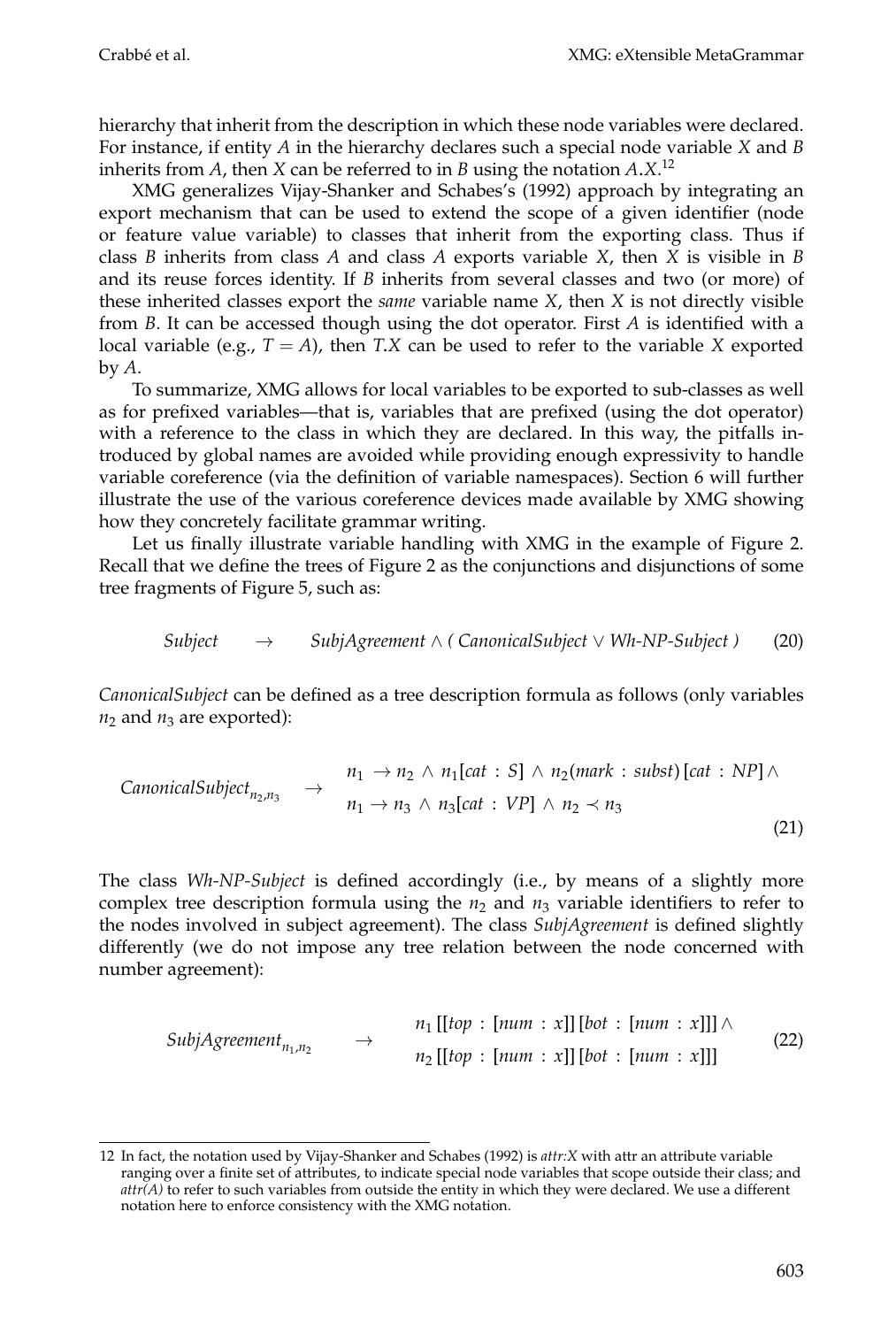hierarchy that inherit from the description in which these node variables were declared. For instance, if entity $A$ in the hierarchy declares such a special node variable $X$ and $B$ inherits from $A$, then $X$ can be referred to in $B$ using the notation $A.X$.[12]

XMG generalizes Vijay-Shanker and Schabes's (1992) approach by integrating an export mechanism that can be used to extend the scope of a given identifier (node or feature value variable) to classes that inherit from the exporting class. Thus if class $B$ inherits from class $A$ and class $A$ exports variable $X$, then $X$ is visible in $B$ and its reuse forces identity. If $B$ inherits from several classes and two (or more) of these inherited classes export the *same* variable name $X$, then $X$ is not directly visible from $B$. It can be accessed though using the dot operator. First $A$ is identified with a local variable (e.g., $T = A$), then $T.X$ can be used to refer to the variable $X$ exported by $A$.

To summarize, XMG allows for local variables to be exported to sub-classes as well as for prefixed variables—that is, variables that are prefixed (using the dot operator) with a reference to the class in which they are declared. In this way, the pitfalls introduced by global names are avoided while providing enough expressivity to handle variable coreference (via the definition of variable namespaces). Section 6 will further illustrate the use of the various coreference devices made available by XMG showing how they concretely facilitate grammar writing.

Let us finally illustrate variable handling with XMG in the example of Figure 2. Recall that we define the trees of Figure 2 as the conjunctions and disjunctions of some tree fragments of Figure 5, such as:

$$\mathit{Subject} \quad \rightarrow \quad \mathit{SubjAgreement} \wedge (\ \mathit{CanonicalSubject} \vee \mathit{Wh\text{-}NP\text{-}Subject}\ ) \tag{20}$$

*CanonicalSubject* can be defined as a tree description formula as follows (only variables $n_2$ and $n_3$ are exported):

$$\mathit{CanonicalSubject}_{n_2,n_3} \quad \rightarrow \quad \begin{array}{l} n_1 \rightarrow n_2 \wedge n_1[\mathit{cat} : S] \wedge n_2(\mathit{mark} : \mathit{subst})\,[\mathit{cat} : NP] \wedge \\ n_1 \rightarrow n_3 \wedge n_3[\mathit{cat} : VP] \wedge n_2 \prec n_3 \end{array} \tag{21}$$

The class *Wh-NP-Subject* is defined accordingly (i.e., by means of a slightly more complex tree description formula using the $n_2$ and $n_3$ variable identifiers to refer to the nodes involved in subject agreement). The class *SubjAgreement* is defined slightly differently (we do not impose any tree relation between the node concerned with number agreement):

$$\mathit{SubjAgreement}_{n_1,n_2} \quad \rightarrow \quad \begin{array}{l} n_1\,[[\mathit{top} : [\mathit{num} : x]]\,[\mathit{bot} : [\mathit{num} : x]]] \wedge \\ n_2\,[[\mathit{top} : [\mathit{num} : x]]\,[\mathit{bot} : [\mathit{num} : x]]] \end{array} \tag{22}$$

---

12 In fact, the notation used by Vijay-Shanker and Schabes (1992) is *attr:X* with attr an attribute variable ranging over a finite set of attributes, to indicate special node variables that scope outside their class; and *attr(A)* to refer to such variables from outside the entity in which they were declared. We use a different notation here to enforce consistency with the XMG notation.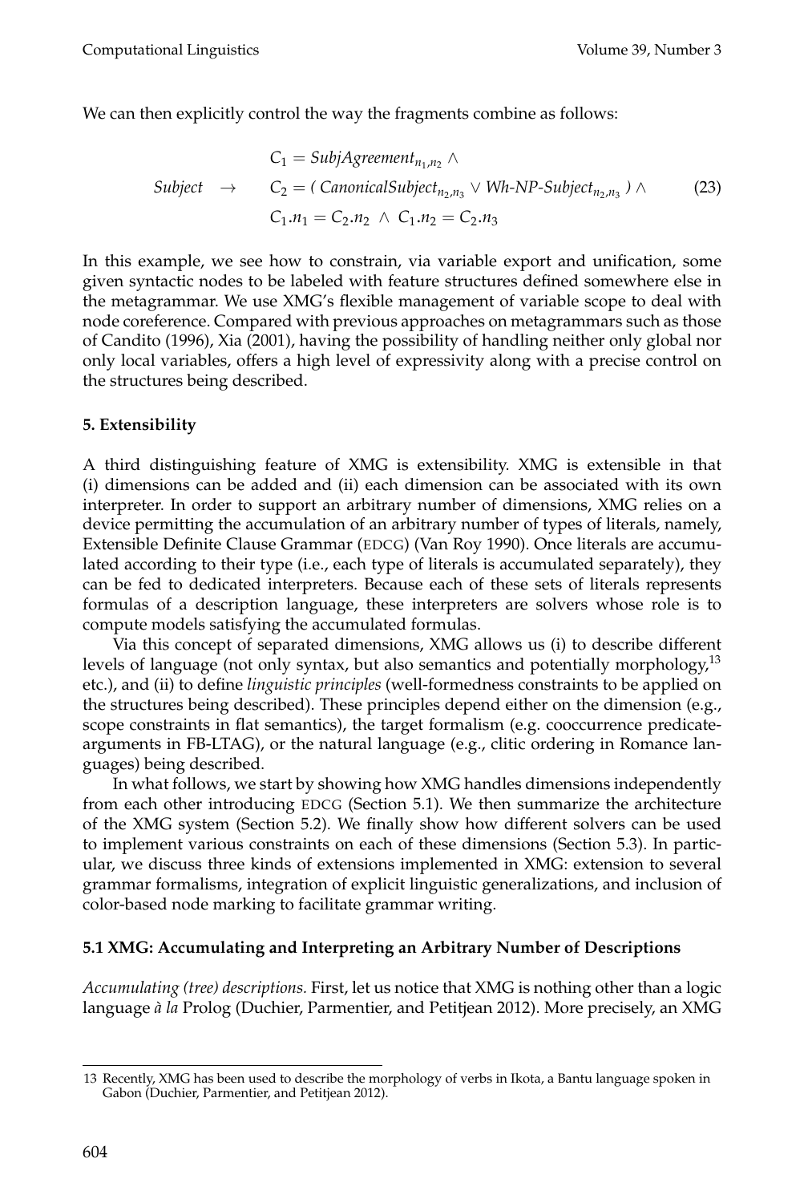We can then explicitly control the way the fragments combine as follows:

$$Subject \quad \rightarrow \quad \begin{array}{l} C_1 = SubjAgreement_{n_1,n_2} \wedge \\ C_2 = (\ CanonicalSubject_{n_2,n_3} \vee Wh\text{-}NP\text{-}Subject_{n_2,n_3}\ ) \wedge \\ C_1.n_1 = C_2.n_2 \ \wedge \ C_1.n_2 = C_2.n_3 \end{array} \tag{23}$$

In this example, we see how to constrain, via variable export and unification, some given syntactic nodes to be labeled with feature structures defined somewhere else in the metagrammar. We use XMG's flexible management of variable scope to deal with node coreference. Compared with previous approaches on metagrammars such as those of Candito (1996), Xia (2001), having the possibility of handling neither only global nor only local variables, offers a high level of expressivity along with a precise control on the structures being described.

## 5. Extensibility

A third distinguishing feature of XMG is extensibility. XMG is extensible in that (i) dimensions can be added and (ii) each dimension can be associated with its own interpreter. In order to support an arbitrary number of dimensions, XMG relies on a device permitting the accumulation of an arbitrary number of types of literals, namely, Extensible Definite Clause Grammar (EDCG) (Van Roy 1990). Once literals are accumulated according to their type (i.e., each type of literals is accumulated separately), they can be fed to dedicated interpreters. Because each of these sets of literals represents formulas of a description language, these interpreters are solvers whose role is to compute models satisfying the accumulated formulas.

Via this concept of separated dimensions, XMG allows us (i) to describe different levels of language (not only syntax, but also semantics and potentially morphology,[13] etc.), and (ii) to define *linguistic principles* (well-formedness constraints to be applied on the structures being described). These principles depend either on the dimension (e.g., scope constraints in flat semantics), the target formalism (e.g. cooccurrence predicate-arguments in FB-LTAG), or the natural language (e.g., clitic ordering in Romance languages) being described.

In what follows, we start by showing how XMG handles dimensions independently from each other introducing EDCG (Section 5.1). We then summarize the architecture of the XMG system (Section 5.2). We finally show how different solvers can be used to implement various constraints on each of these dimensions (Section 5.3). In particular, we discuss three kinds of extensions implemented in XMG: extension to several grammar formalisms, integration of explicit linguistic generalizations, and inclusion of color-based node marking to facilitate grammar writing.

### 5.1 XMG: Accumulating and Interpreting an Arbitrary Number of Descriptions

*Accumulating (tree) descriptions.* First, let us notice that XMG is nothing other than a logic language *à la* Prolog (Duchier, Parmentier, and Petitjean 2012). More precisely, an XMG

13 Recently, XMG has been used to describe the morphology of verbs in Ikota, a Bantu language spoken in Gabon (Duchier, Parmentier, and Petitjean 2012).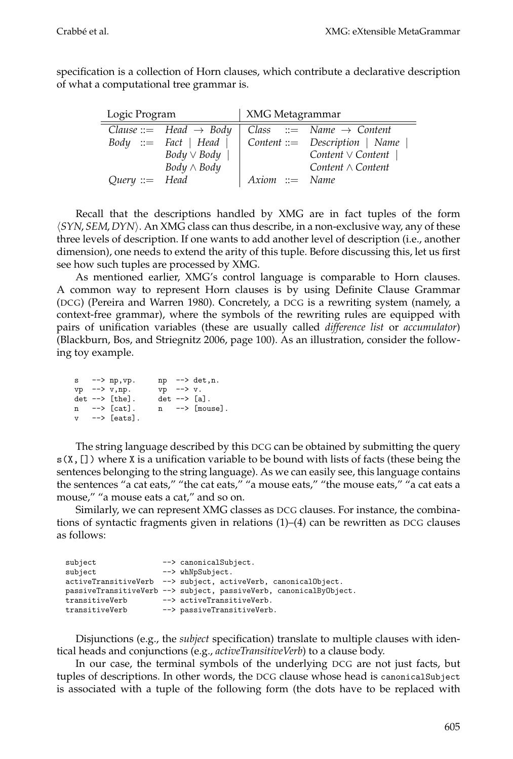specification is a collection of Horn clauses, which contribute a declarative description of what a computational tree grammar is.

| Logic Program | XMG Metagrammar |
|---|---|
| $Clause ::= \; Head \rightarrow Body$ | $Class \; ::= \; Name \rightarrow Content$ |
| $Body \; ::= \; Fact \mid Head \mid$ | $Content ::= \; Description \mid Name \mid$ |
| $\quad Body \vee Body \mid$ | $\quad Content \vee Content \mid$ |
| $\quad Body \wedge Body$ | $\quad Content \wedge Content$ |
| $Query ::= \; Head$ | $Axiom \; ::= \; Name$ |

Recall that the descriptions handled by XMG are in fact tuples of the form $\langle SYN, SEM, DYN \rangle$. An XMG class can thus describe, in a non-exclusive way, any of these three levels of description. If one wants to add another level of description (i.e., another dimension), one needs to extend the arity of this tuple. Before discussing this, let us first see how such tuples are processed by XMG.

As mentioned earlier, XMG's control language is comparable to Horn clauses. A common way to represent Horn clauses is by using Definite Clause Grammar (DCG) (Pereira and Warren 1980). Concretely, a DCG is a rewriting system (namely, a context-free grammar), where the symbols of the rewriting rules are equipped with pairs of unification variables (these are usually called *difference list* or *accumulator*) (Blackburn, Bos, and Striegnitz 2006, page 100). As an illustration, consider the following toy example.

```
s   --> np,vp.      np  --> det,n.
vp  --> v,np.       vp  --> v.
det --> [the].      det --> [a].
n   --> [cat].      n   --> [mouse].
v   --> [eats].
```

The string language described by this DCG can be obtained by submitting the query `s(X,[])` where `X` is a unification variable to be bound with lists of facts (these being the sentences belonging to the string language). As we can easily see, this language contains the sentences "a cat eats," "the cat eats," "a mouse eats," "the mouse eats," "a cat eats a mouse," "a mouse eats a cat," and so on.

Similarly, we can represent XMG classes as DCG clauses. For instance, the combinations of syntactic fragments given in relations (1)–(4) can be rewritten as DCG clauses as follows:

```
subject                --> canonicalSubject.
subject                --> whNpSubject.
activeTransitiveVerb   --> subject, activeVerb, canonicalObject.
passiveTransitiveVerb  --> subject, passiveVerb, canonicalByObject.
transitiveVerb         --> activeTransitiveVerb.
transitiveVerb         --> passiveTransitiveVerb.
```

Disjunctions (e.g., the *subject* specification) translate to multiple clauses with identical heads and conjunctions (e.g., *activeTransitiveVerb*) to a clause body.

In our case, the terminal symbols of the underlying DCG are not just facts, but tuples of descriptions. In other words, the DCG clause whose head is `canonicalSubject` is associated with a tuple of the following form (the dots have to be replaced with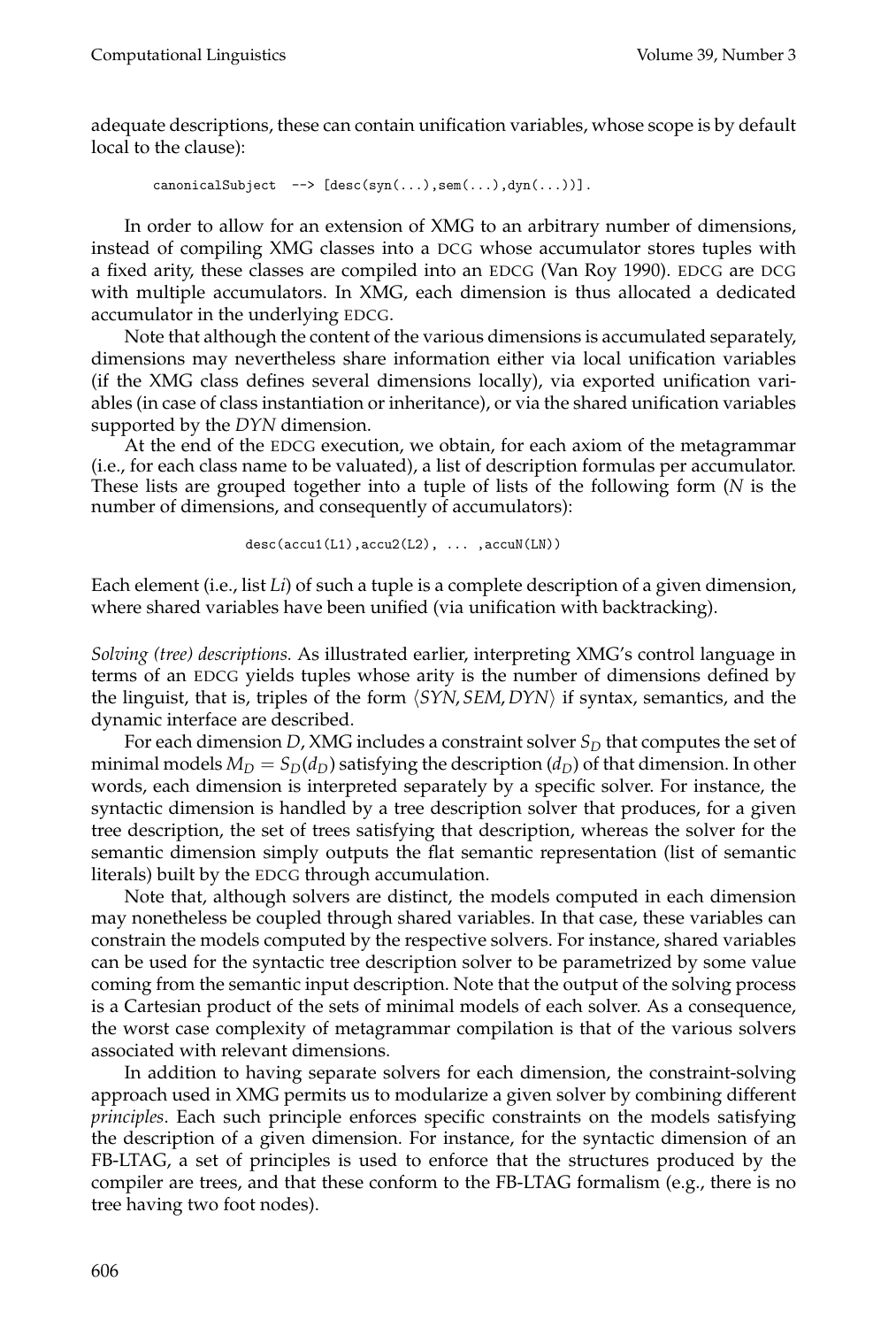adequate descriptions, these can contain unification variables, whose scope is by default local to the clause):

```
canonicalSubject  --> [desc(syn(...),sem(...),dyn(...))].
```

In order to allow for an extension of XMG to an arbitrary number of dimensions, instead of compiling XMG classes into a DCG whose accumulator stores tuples with a fixed arity, these classes are compiled into an EDCG (Van Roy 1990). EDCG are DCG with multiple accumulators. In XMG, each dimension is thus allocated a dedicated accumulator in the underlying EDCG.

Note that although the content of the various dimensions is accumulated separately, dimensions may nevertheless share information either via local unification variables (if the XMG class defines several dimensions locally), via exported unification variables (in case of class instantiation or inheritance), or via the shared unification variables supported by the *DYN* dimension.

At the end of the EDCG execution, we obtain, for each axiom of the metagrammar (i.e., for each class name to be valuated), a list of description formulas per accumulator. These lists are grouped together into a tuple of lists of the following form (*N* is the number of dimensions, and consequently of accumulators):

```
desc(accu1(L1),accu2(L2), ... ,accuN(LN))
```

Each element (i.e., list *Li*) of such a tuple is a complete description of a given dimension, where shared variables have been unified (via unification with backtracking).

*Solving (tree) descriptions.* As illustrated earlier, interpreting XMG's control language in terms of an EDCG yields tuples whose arity is the number of dimensions defined by the linguist, that is, triples of the form $\langle SYN, SEM, DYN \rangle$ if syntax, semantics, and the dynamic interface are described.

For each dimension $D$, XMG includes a constraint solver $S_D$ that computes the set of minimal models $M_D = S_D(d_D)$ satisfying the description ($d_D$) of that dimension. In other words, each dimension is interpreted separately by a specific solver. For instance, the syntactic dimension is handled by a tree description solver that produces, for a given tree description, the set of trees satisfying that description, whereas the solver for the semantic dimension simply outputs the flat semantic representation (list of semantic literals) built by the EDCG through accumulation.

Note that, although solvers are distinct, the models computed in each dimension may nonetheless be coupled through shared variables. In that case, these variables can constrain the models computed by the respective solvers. For instance, shared variables can be used for the syntactic tree description solver to be parametrized by some value coming from the semantic input description. Note that the output of the solving process is a Cartesian product of the sets of minimal models of each solver. As a consequence, the worst case complexity of metagrammar compilation is that of the various solvers associated with relevant dimensions.

In addition to having separate solvers for each dimension, the constraint-solving approach used in XMG permits us to modularize a given solver by combining different *principles*. Each such principle enforces specific constraints on the models satisfying the description of a given dimension. For instance, for the syntactic dimension of an FB-LTAG, a set of principles is used to enforce that the structures produced by the compiler are trees, and that these conform to the FB-LTAG formalism (e.g., there is no tree having two foot nodes).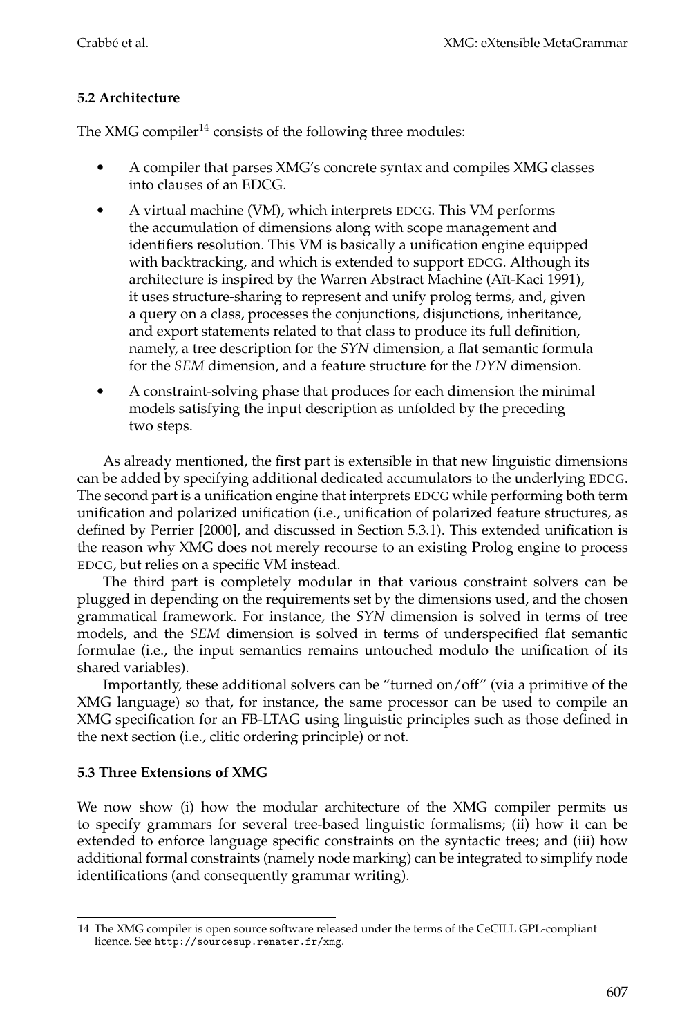### 5.2 Architecture

The XMG compiler[14] consists of the following three modules:

- A compiler that parses XMG's concrete syntax and compiles XMG classes into clauses of an EDCG.
- A virtual machine (VM), which interprets EDCG. This VM performs the accumulation of dimensions along with scope management and identifiers resolution. This VM is basically a unification engine equipped with backtracking, and which is extended to support EDCG. Although its architecture is inspired by the Warren Abstract Machine (Aït-Kaci 1991), it uses structure-sharing to represent and unify prolog terms, and, given a query on a class, processes the conjunctions, disjunctions, inheritance, and export statements related to that class to produce its full definition, namely, a tree description for the *SYN* dimension, a flat semantic formula for the *SEM* dimension, and a feature structure for the *DYN* dimension.
- A constraint-solving phase that produces for each dimension the minimal models satisfying the input description as unfolded by the preceding two steps.

As already mentioned, the first part is extensible in that new linguistic dimensions can be added by specifying additional dedicated accumulators to the underlying EDCG. The second part is a unification engine that interprets EDCG while performing both term unification and polarized unification (i.e., unification of polarized feature structures, as defined by Perrier [2000], and discussed in Section 5.3.1). This extended unification is the reason why XMG does not merely recourse to an existing Prolog engine to process EDCG, but relies on a specific VM instead.

The third part is completely modular in that various constraint solvers can be plugged in depending on the requirements set by the dimensions used, and the chosen grammatical framework. For instance, the *SYN* dimension is solved in terms of tree models, and the *SEM* dimension is solved in terms of underspecified flat semantic formulae (i.e., the input semantics remains untouched modulo the unification of its shared variables).

Importantly, these additional solvers can be "turned on/off" (via a primitive of the XMG language) so that, for instance, the same processor can be used to compile an XMG specification for an FB-LTAG using linguistic principles such as those defined in the next section (i.e., clitic ordering principle) or not.

### 5.3 Three Extensions of XMG

We now show (i) how the modular architecture of the XMG compiler permits us to specify grammars for several tree-based linguistic formalisms; (ii) how it can be extended to enforce language specific constraints on the syntactic trees; and (iii) how additional formal constraints (namely node marking) can be integrated to simplify node identifications (and consequently grammar writing).

---

[14] The XMG compiler is open source software released under the terms of the CeCILL GPL-compliant licence. See `http://sourcesup.renater.fr/xmg`.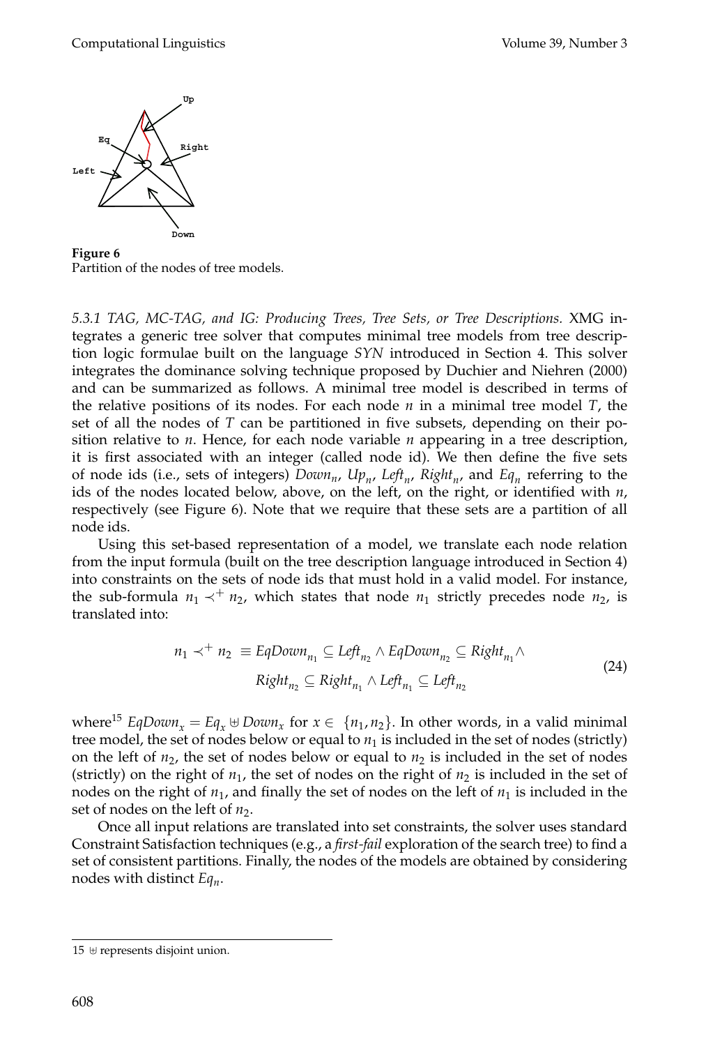**Figure 6**
Partition of the nodes of tree models.

*5.3.1 TAG, MC-TAG, and IG: Producing Trees, Tree Sets, or Tree Descriptions.* XMG integrates a generic tree solver that computes minimal tree models from tree description logic formulae built on the language *SYN* introduced in Section 4. This solver integrates the dominance solving technique proposed by Duchier and Niehren (2000) and can be summarized as follows. A minimal tree model is described in terms of the relative positions of its nodes. For each node $n$ in a minimal tree model $T$, the set of all the nodes of $T$ can be partitioned in five subsets, depending on their position relative to $n$. Hence, for each node variable $n$ appearing in a tree description, it is first associated with an integer (called node id). We then define the five sets of node ids (i.e., sets of integers) $Down_n$, $Up_n$, $Left_n$, $Right_n$, and $Eq_n$ referring to the ids of the nodes located below, above, on the left, on the right, or identified with $n$, respectively (see Figure 6). Note that we require that these sets are a partition of all node ids.

Using this set-based representation of a model, we translate each node relation from the input formula (built on the tree description language introduced in Section 4) into constraints on the sets of node ids that must hold in a valid model. For instance, the sub-formula $n_1 \prec^+ n_2$, which states that node $n_1$ strictly precedes node $n_2$, is translated into:

$$n_1 \prec^+ n_2 \equiv EqDown_{n_1} \subseteq Left_{n_2} \wedge EqDown_{n_2} \subseteq Right_{n_1} \wedge \\ Right_{n_2} \subseteq Right_{n_1} \wedge Left_{n_1} \subseteq Left_{n_2} \tag{24}$$

where[15] $EqDown_x = Eq_x \uplus Down_x$ for $x \in \{n_1, n_2\}$. In other words, in a valid minimal tree model, the set of nodes below or equal to $n_1$ is included in the set of nodes (strictly) on the left of $n_2$, the set of nodes below or equal to $n_2$ is included in the set of nodes (strictly) on the right of $n_1$, the set of nodes on the right of $n_2$ is included in the set of nodes on the right of $n_1$, and finally the set of nodes on the left of $n_1$ is included in the set of nodes on the left of $n_2$.

Once all input relations are translated into set constraints, the solver uses standard Constraint Satisfaction techniques (e.g., a *first-fail* exploration of the search tree) to find a set of consistent partitions. Finally, the nodes of the models are obtained by considering nodes with distinct $Eq_n$.

15 $\uplus$ represents disjoint union.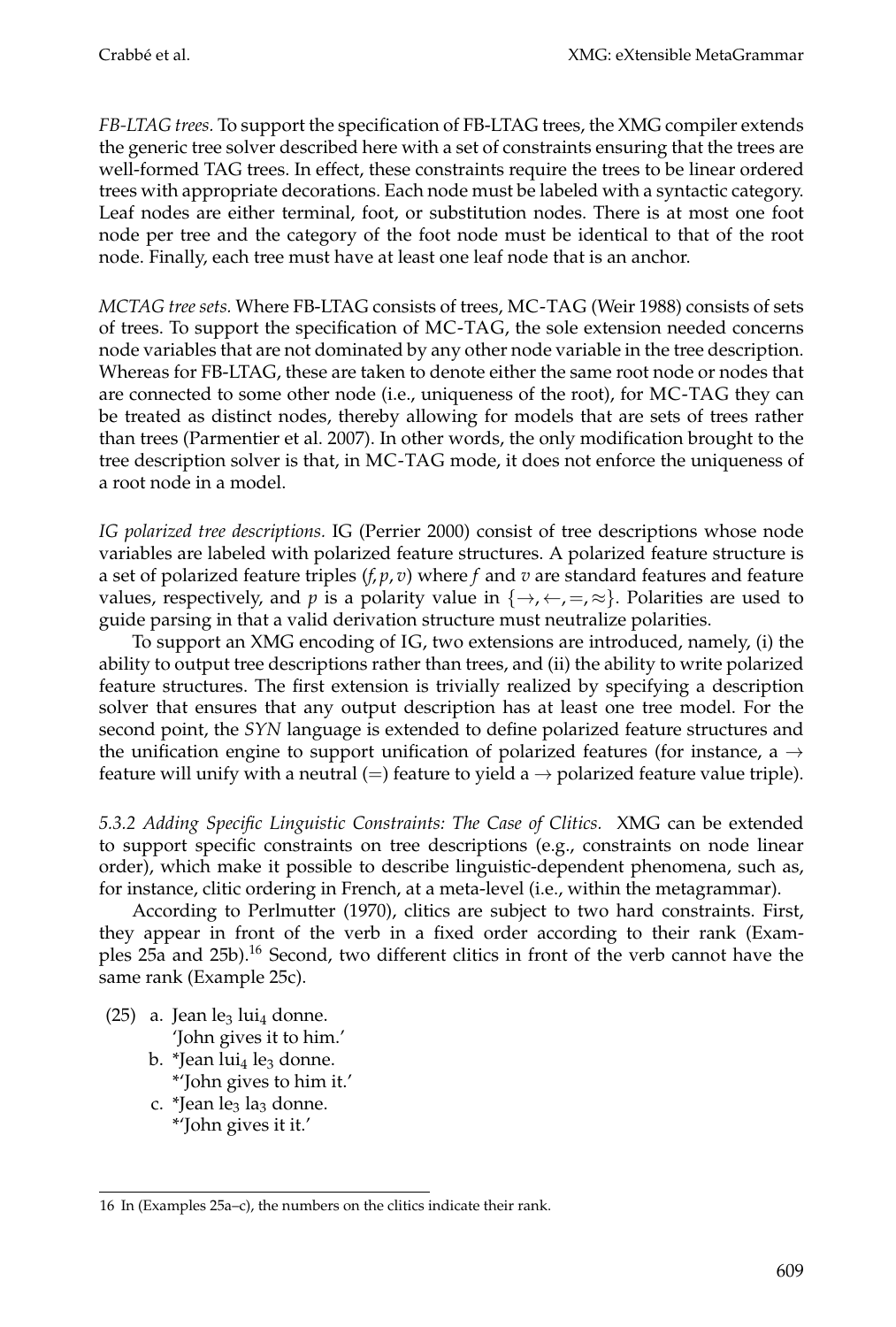*FB-LTAG trees.* To support the specification of FB-LTAG trees, the XMG compiler extends the generic tree solver described here with a set of constraints ensuring that the trees are well-formed TAG trees. In effect, these constraints require the trees to be linear ordered trees with appropriate decorations. Each node must be labeled with a syntactic category. Leaf nodes are either terminal, foot, or substitution nodes. There is at most one foot node per tree and the category of the foot node must be identical to that of the root node. Finally, each tree must have at least one leaf node that is an anchor.

*MCTAG tree sets.* Where FB-LTAG consists of trees, MC-TAG (Weir 1988) consists of sets of trees. To support the specification of MC-TAG, the sole extension needed concerns node variables that are not dominated by any other node variable in the tree description. Whereas for FB-LTAG, these are taken to denote either the same root node or nodes that are connected to some other node (i.e., uniqueness of the root), for MC-TAG they can be treated as distinct nodes, thereby allowing for models that are sets of trees rather than trees (Parmentier et al. 2007). In other words, the only modification brought to the tree description solver is that, in MC-TAG mode, it does not enforce the uniqueness of a root node in a model.

*IG polarized tree descriptions.* IG (Perrier 2000) consist of tree descriptions whose node variables are labeled with polarized feature structures. A polarized feature structure is a set of polarized feature triples $(f, p, v)$ where $f$ and $v$ are standard features and feature values, respectively, and $p$ is a polarity value in $\{\rightarrow, \leftarrow, =, \approx\}$. Polarities are used to guide parsing in that a valid derivation structure must neutralize polarities.

To support an XMG encoding of IG, two extensions are introduced, namely, (i) the ability to output tree descriptions rather than trees, and (ii) the ability to write polarized feature structures. The first extension is trivially realized by specifying a description solver that ensures that any output description has at least one tree model. For the second point, the *SYN* language is extended to define polarized feature structures and the unification engine to support unification of polarized features (for instance, a $\rightarrow$ feature will unify with a neutral ($=$) feature to yield a $\rightarrow$ polarized feature value triple).

*5.3.2 Adding Specific Linguistic Constraints: The Case of Clitics.* XMG can be extended to support specific constraints on tree descriptions (e.g., constraints on node linear order), which make it possible to describe linguistic-dependent phenomena, such as, for instance, clitic ordering in French, at a meta-level (i.e., within the metagrammar).

According to Perlmutter (1970), clitics are subject to two hard constraints. First, they appear in front of the verb in a fixed order according to their rank (Examples 25a and 25b).[16] Second, two different clitics in front of the verb cannot have the same rank (Example 25c).

(25) a. Jean $\text{le}_3$ $\text{lui}_4$ donne.
   'John gives it to him.'
  b. *Jean $\text{lui}_4$ $\text{le}_3$ donne.
   *'John gives to him it.'
  c. *Jean $\text{le}_3$ $\text{la}_3$ donne.
   *'John gives it it.'

16 In (Examples 25a–c), the numbers on the clitics indicate their rank.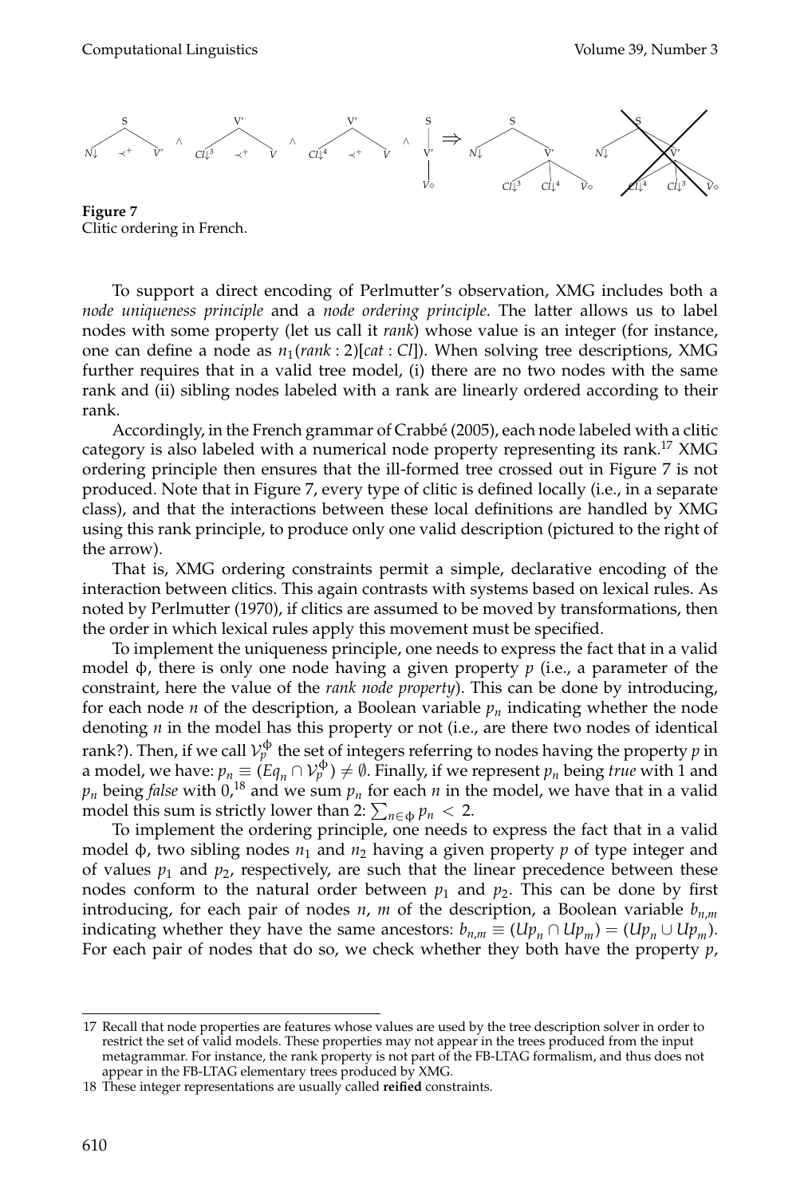**Figure 7**
Clitic ordering in French.

To support a direct encoding of Perlmutter's observation, XMG includes both a *node uniqueness principle* and a *node ordering principle*. The latter allows us to label nodes with some property (let us call it *rank*) whose value is an integer (for instance, one can define a node as $n_1(rank : 2)[cat : Cl]$). When solving tree descriptions, XMG further requires that in a valid tree model, (i) there are no two nodes with the same rank and (ii) sibling nodes labeled with a rank are linearly ordered according to their rank.

Accordingly, in the French grammar of Crabbé (2005), each node labeled with a clitic category is also labeled with a numerical node property representing its rank.[17] XMG ordering principle then ensures that the ill-formed tree crossed out in Figure 7 is not produced. Note that in Figure 7, every type of clitic is defined locally (i.e., in a separate class), and that the interactions between these local definitions are handled by XMG using this rank principle, to produce only one valid description (pictured to the right of the arrow).

That is, XMG ordering constraints permit a simple, declarative encoding of the interaction between clitics. This again contrasts with systems based on lexical rules. As noted by Perlmutter (1970), if clitics are assumed to be moved by transformations, then the order in which lexical rules apply this movement must be specified.

To implement the uniqueness principle, one needs to express the fact that in a valid model $\phi$, there is only one node having a given property $p$ (i.e., a parameter of the constraint, here the value of the *rank node property*). This can be done by introducing, for each node $n$ of the description, a Boolean variable $p_n$ indicating whether the node denoting $n$ in the model has this property or not (i.e., are there two nodes of identical rank?). Then, if we call $\mathcal{V}_p^{\phi}$ the set of integers referring to nodes having the property $p$ in a model, we have: $p_n \equiv (Eq_n \cap \mathcal{V}_p^{\phi}) \neq \emptyset$. Finally, if we represent $p_n$ being *true* with 1 and $p_n$ being *false* with 0,[18] and we sum $p_n$ for each $n$ in the model, we have that in a valid model this sum is strictly lower than 2: $\sum_{n \in \phi} p_n < 2$.

To implement the ordering principle, one needs to express the fact that in a valid model $\phi$, two sibling nodes $n_1$ and $n_2$ having a given property $p$ of type integer and of values $p_1$ and $p_2$, respectively, are such that the linear precedence between these nodes conform to the natural order between $p_1$ and $p_2$. This can be done by first introducing, for each pair of nodes $n$, $m$ of the description, a Boolean variable $b_{n,m}$ indicating whether they have the same ancestors: $b_{n,m} \equiv (Up_n \cap Up_m) = (Up_n \cup Up_m)$. For each pair of nodes that do so, we check whether they both have the property $p$,

---

17 Recall that node properties are features whose values are used by the tree description solver in order to restrict the set of valid models. These properties may not appear in the trees produced from the input metagrammar. For instance, the rank property is not part of the FB-LTAG formalism, and thus does not appear in the FB-LTAG elementary trees produced by XMG.

18 These integer representations are usually called **reified** constraints.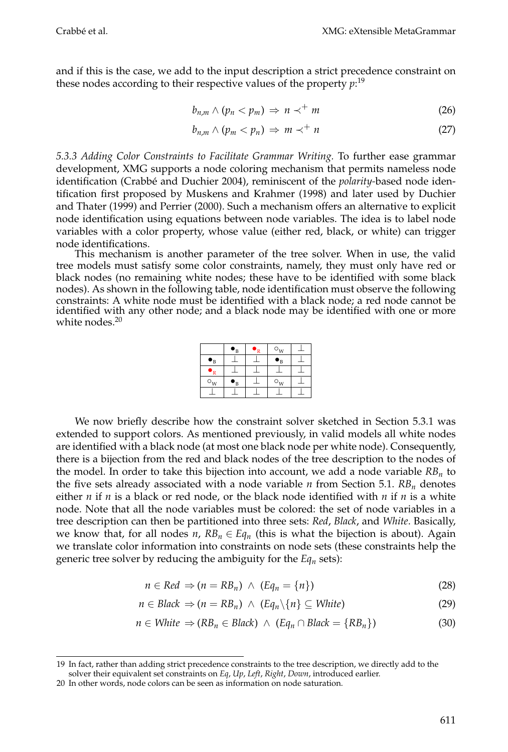and if this is the case, we add to the input description a strict precedence constraint on these nodes according to their respective values of the property $p$:[19]

$$b_{n,m} \wedge (p_n < p_m) \Rightarrow n \prec^+ m \tag{26}$$

$$b_{n,m} \wedge (p_m < p_n) \Rightarrow m \prec^+ n \tag{27}$$

*5.3.3 Adding Color Constraints to Facilitate Grammar Writing.* To further ease grammar development, XMG supports a node coloring mechanism that permits nameless node identification (Crabbé and Duchier 2004), reminiscent of the *polarity*-based node identification first proposed by Muskens and Krahmer (1998) and later used by Duchier and Thater (1999) and Perrier (2000). Such a mechanism offers an alternative to explicit node identification using equations between node variables. The idea is to label node variables with a color property, whose value (either red, black, or white) can trigger node identifications.

This mechanism is another parameter of the tree solver. When in use, the valid tree models must satisfy some color constraints, namely, they must only have red or black nodes (no remaining white nodes; these have to be identified with some black nodes). As shown in the following table, node identification must observe the following constraints: A white node must be identified with a black node; a red node cannot be identified with any other node; and a black node may be identified with one or more white nodes.[20]

| | $\bullet_B$ | $\bullet_R$ | $\circ_W$ | $\perp$ |
|---|---|---|---|---|
| $\bullet_B$ | $\perp$ | $\perp$ | $\bullet_B$ | $\perp$ |
| $\bullet_R$ | $\perp$ | $\perp$ | $\perp$ | $\perp$ |
| $\circ_W$ | $\bullet_B$ | $\perp$ | $\circ_W$ | $\perp$ |
| $\perp$ | $\perp$ | $\perp$ | $\perp$ | $\perp$ |

We now briefly describe how the constraint solver sketched in Section 5.3.1 was extended to support colors. As mentioned previously, in valid models all white nodes are identified with a black node (at most one black node per white node). Consequently, there is a bijection from the red and black nodes of the tree description to the nodes of the model. In order to take this bijection into account, we add a node variable $RB_n$ to the five sets already associated with a node variable $n$ from Section 5.1. $RB_n$ denotes either $n$ if $n$ is a black or red node, or the black node identified with $n$ if $n$ is a white node. Note that all the node variables must be colored: the set of node variables in a tree description can then be partitioned into three sets: *Red*, *Black*, and *White*. Basically, we know that, for all nodes $n$, $RB_n \in Eq_n$ (this is what the bijection is about). Again we translate color information into constraints on node sets (these constraints help the generic tree solver by reducing the ambiguity for the $Eq_n$ sets):

$$n \in Red \Rightarrow (n = RB_n) \ \wedge \ (Eq_n = \{n\}) \tag{28}$$

$$n \in Black \Rightarrow (n = RB_n) \ \wedge \ (Eq_n \backslash \{n\} \subseteq White) \tag{29}$$

$$n \in White \Rightarrow (RB_n \in Black) \ \wedge \ (Eq_n \cap Black = \{RB_n\}) \tag{30}$$

---

19 In fact, rather than adding strict precedence constraints to the tree description, we directly add to the solver their equivalent set constraints on *Eq*, *Up*, *Left*, *Right*, *Down*, introduced earlier.

20 In other words, node colors can be seen as information on node saturation.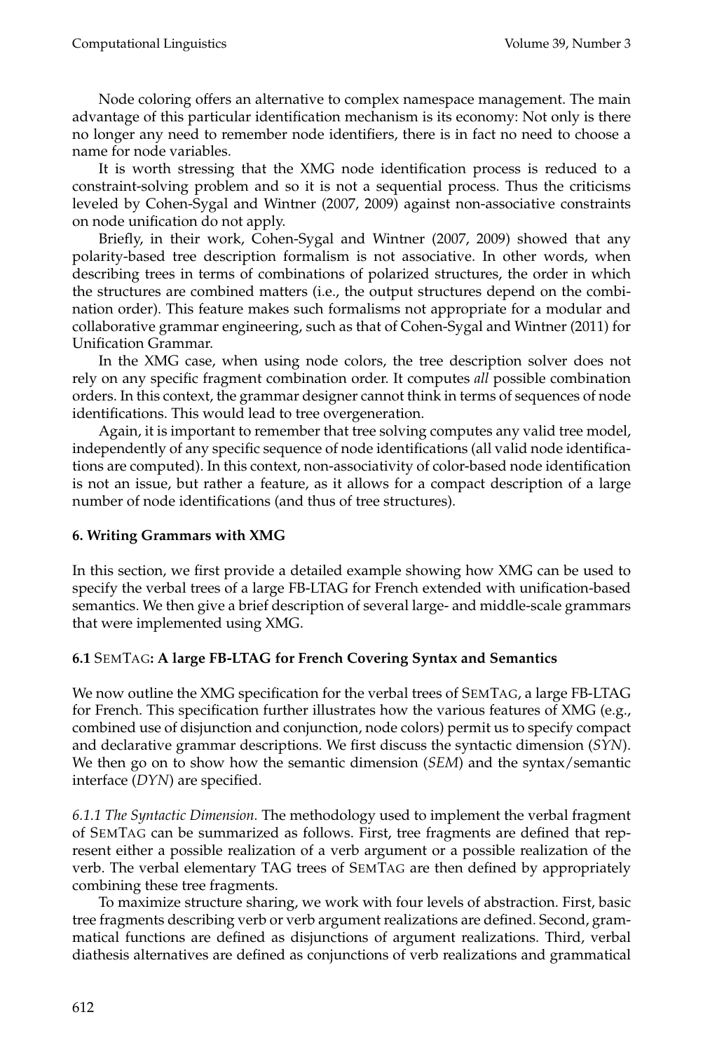Node coloring offers an alternative to complex namespace management. The main advantage of this particular identification mechanism is its economy: Not only is there no longer any need to remember node identifiers, there is in fact no need to choose a name for node variables.

It is worth stressing that the XMG node identification process is reduced to a constraint-solving problem and so it is not a sequential process. Thus the criticisms leveled by Cohen-Sygal and Wintner (2007, 2009) against non-associative constraints on node unification do not apply.

Briefly, in their work, Cohen-Sygal and Wintner (2007, 2009) showed that any polarity-based tree description formalism is not associative. In other words, when describing trees in terms of combinations of polarized structures, the order in which the structures are combined matters (i.e., the output structures depend on the combination order). This feature makes such formalisms not appropriate for a modular and collaborative grammar engineering, such as that of Cohen-Sygal and Wintner (2011) for Unification Grammar.

In the XMG case, when using node colors, the tree description solver does not rely on any specific fragment combination order. It computes *all* possible combination orders. In this context, the grammar designer cannot think in terms of sequences of node identifications. This would lead to tree overgeneration.

Again, it is important to remember that tree solving computes any valid tree model, independently of any specific sequence of node identifications (all valid node identifications are computed). In this context, non-associativity of color-based node identification is not an issue, but rather a feature, as it allows for a compact description of a large number of node identifications (and thus of tree structures).

## 6. Writing Grammars with XMG

In this section, we first provide a detailed example showing how XMG can be used to specify the verbal trees of a large FB-LTAG for French extended with unification-based semantics. We then give a brief description of several large- and middle-scale grammars that were implemented using XMG.

### 6.1 SemTag: A large FB-LTAG for French Covering Syntax and Semantics

We now outline the XMG specification for the verbal trees of SemTag, a large FB-LTAG for French. This specification further illustrates how the various features of XMG (e.g., combined use of disjunction and conjunction, node colors) permit us to specify compact and declarative grammar descriptions. We first discuss the syntactic dimension (*SYN*). We then go on to show how the semantic dimension (*SEM*) and the syntax/semantic interface (*DYN*) are specified.

*6.1.1 The Syntactic Dimension.* The methodology used to implement the verbal fragment of SemTag can be summarized as follows. First, tree fragments are defined that represent either a possible realization of a verb argument or a possible realization of the verb. The verbal elementary TAG trees of SemTag are then defined by appropriately combining these tree fragments.

To maximize structure sharing, we work with four levels of abstraction. First, basic tree fragments describing verb or verb argument realizations are defined. Second, grammatical functions are defined as disjunctions of argument realizations. Third, verbal diathesis alternatives are defined as conjunctions of verb realizations and grammatical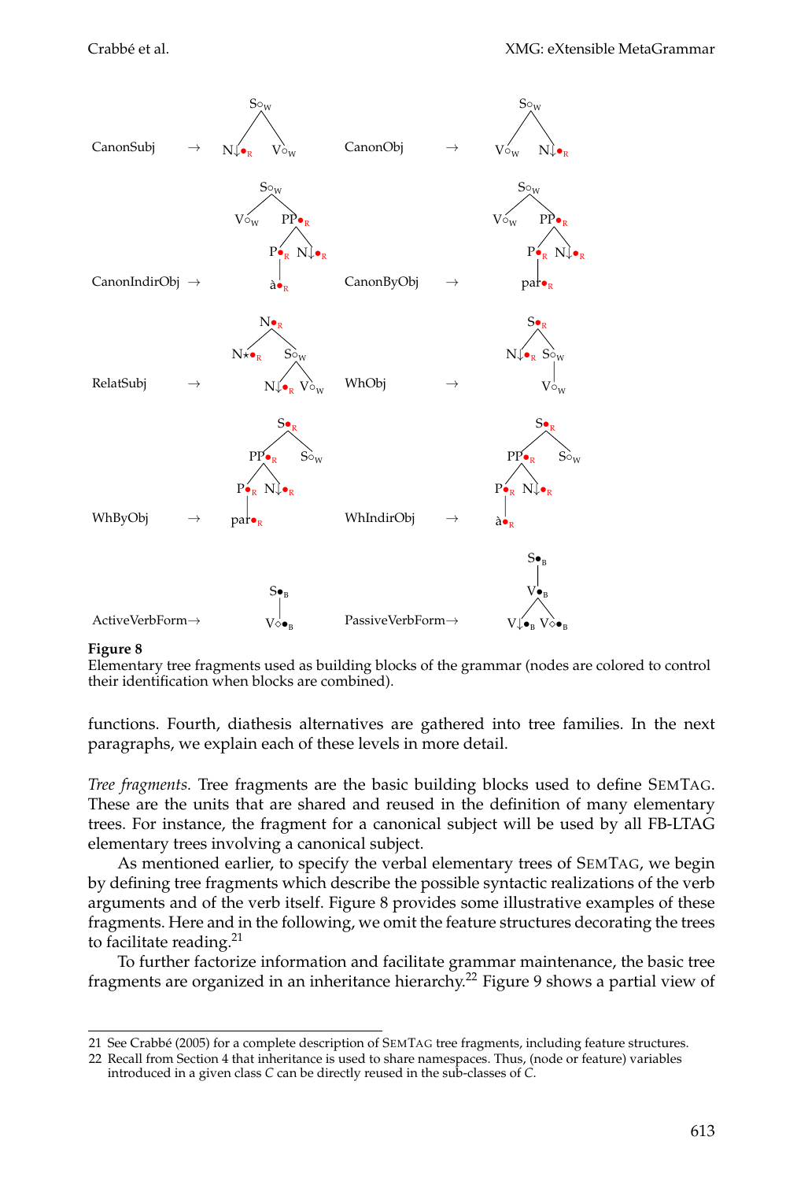| | | | | | |
|---|---|---|---|---|---|
| CanonSubj | → | S∘W ( N↓●R  V∘W ) | CanonObj | → | S∘W ( V∘W  N↓●R ) |
| CanonIndirObj | → | S∘W ( V∘W  PP●R ( P●R ( à●R )  N↓●R ) ) | CanonByObj | → | S∘W ( V∘W  PP●R ( P●R ( par●R )  N↓●R ) ) |
| RelatSubj | → | N●R ( N★●R  S∘W ( N↓●R  V∘W ) ) | WhObj | → | S●R ( N↓●R  S∘W ( V∘W ) ) |
| WhByObj | → | S●R ( PP●R ( P●R ( par●R )  N↓●R )  S∘W ) | WhIndirObj | → | S●R ( PP●R ( P●R ( à●R )  N↓●R )  S∘W ) |
| ActiveVerbForm | → | S●B ( V◇●B ) | PassiveVerbForm | → | S●B ( V●B ( V↓●B  V◇●B ) ) |

**Figure 8**
Elementary tree fragments used as building blocks of the grammar (nodes are colored to control their identification when blocks are combined).

functions. Fourth, diathesis alternatives are gathered into tree families. In the next paragraphs, we explain each of these levels in more detail.

*Tree fragments.* Tree fragments are the basic building blocks used to define SEMTAG. These are the units that are shared and reused in the definition of many elementary trees. For instance, the fragment for a canonical subject will be used by all FB-LTAG elementary trees involving a canonical subject.

As mentioned earlier, to specify the verbal elementary trees of SEMTAG, we begin by defining tree fragments which describe the possible syntactic realizations of the verb arguments and of the verb itself. Figure 8 provides some illustrative examples of these fragments. Here and in the following, we omit the feature structures decorating the trees to facilitate reading.[21]

To further factorize information and facilitate grammar maintenance, the basic tree fragments are organized in an inheritance hierarchy.[22] Figure 9 shows a partial view of

21 See Crabbé (2005) for a complete description of SEMTAG tree fragments, including feature structures.

22 Recall from Section 4 that inheritance is used to share namespaces. Thus, (node or feature) variables introduced in a given class *C* can be directly reused in the sub-classes of *C*.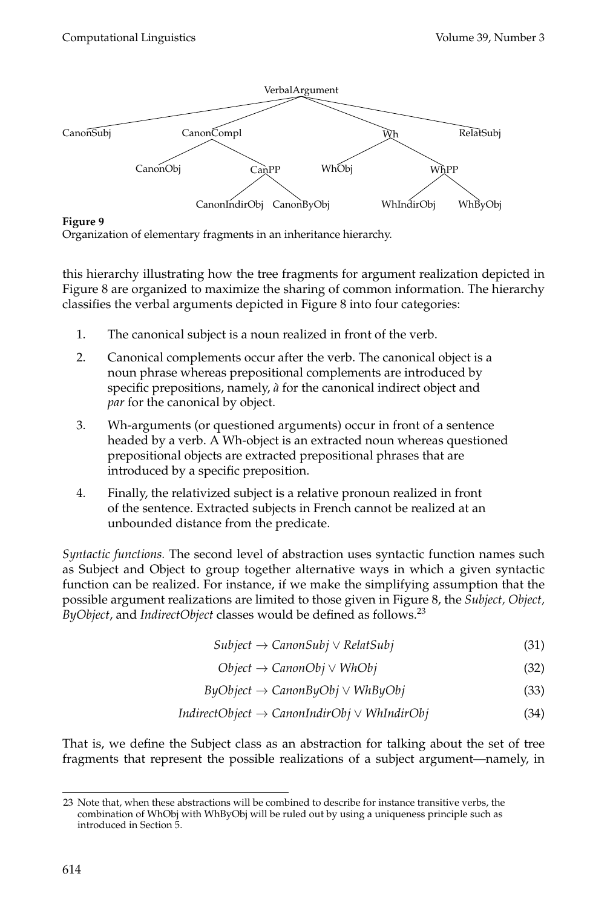VerbalArgument
CanonSubj CanonCompl Wh RelatSubj
CanonObj CanPP WhObj WhPP
CanonIndirObj CanonByObj WhIndirObj WhByObj

**Figure 9**
Organization of elementary fragments in an inheritance hierarchy.

this hierarchy illustrating how the tree fragments for argument realization depicted in Figure 8 are organized to maximize the sharing of common information. The hierarchy classifies the verbal arguments depicted in Figure 8 into four categories:

1. The canonical subject is a noun realized in front of the verb.
2. Canonical complements occur after the verb. The canonical object is a noun phrase whereas prepositional complements are introduced by specific prepositions, namely, *à* for the canonical indirect object and *par* for the canonical by object.
3. Wh-arguments (or questioned arguments) occur in front of a sentence headed by a verb. A Wh-object is an extracted noun whereas questioned prepositional objects are extracted prepositional phrases that are introduced by a specific preposition.
4. Finally, the relativized subject is a relative pronoun realized in front of the sentence. Extracted subjects in French cannot be realized at an unbounded distance from the predicate.

*Syntactic functions.* The second level of abstraction uses syntactic function names such as Subject and Object to group together alternative ways in which a given syntactic function can be realized. For instance, if we make the simplifying assumption that the possible argument realizations are limited to those given in Figure 8, the *Subject, Object, ByObject*, and *IndirectObject* classes would be defined as follows.[23]

$$Subject \rightarrow CanonSubj \vee RelatSubj \tag{31}$$

$$Object \rightarrow CanonObj \vee WhObj \tag{32}$$

$$ByObject \rightarrow CanonByObj \vee WhByObj \tag{33}$$

$$IndirectObject \rightarrow CanonIndirObj \vee WhIndirObj \tag{34}$$

That is, we define the Subject class as an abstraction for talking about the set of tree fragments that represent the possible realizations of a subject argument—namely, in

23 Note that, when these abstractions will be combined to describe for instance transitive verbs, the combination of WhObj with WhByObj will be ruled out by using a uniqueness principle such as introduced in Section 5.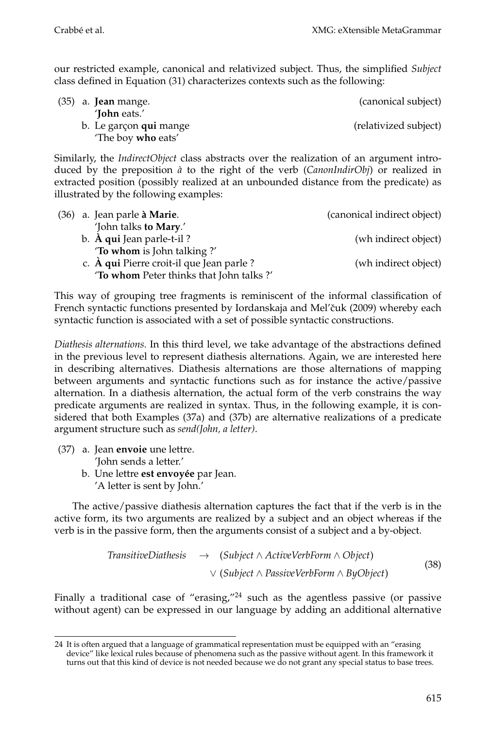our restricted example, canonical and relativized subject. Thus, the simplified *Subject* class defined in Equation (31) characterizes contexts such as the following:

(35) a. **Jean** mange. (canonical subject)
   '**John** eats.'
  b. Le garçon **qui** mange (relativized subject)
   'The boy **who** eats'

Similarly, the *IndirectObject* class abstracts over the realization of an argument introduced by the preposition *à* to the right of the verb (*CanonIndirObj*) or realized in extracted position (possibly realized at an unbounded distance from the predicate) as illustrated by the following examples:

(36) a. Jean parle **à Marie**. (canonical indirect object)
   'John talks **to Mary**.'
  b. **À qui** Jean parle-t-il ? (wh indirect object)
   '**To whom** is John talking ?'
  c. **À qui** Pierre croit-il que Jean parle ? (wh indirect object)
   '**To whom** Peter thinks that John talks ?'

This way of grouping tree fragments is reminiscent of the informal classification of French syntactic functions presented by Iordanskaja and Mel'čuk (2009) whereby each syntactic function is associated with a set of possible syntactic constructions.

*Diathesis alternations.* In this third level, we take advantage of the abstractions defined in the previous level to represent diathesis alternations. Again, we are interested here in describing alternatives. Diathesis alternations are those alternations of mapping between arguments and syntactic functions such as for instance the active/passive alternation. In a diathesis alternation, the actual form of the verb constrains the way predicate arguments are realized in syntax. Thus, in the following example, it is considered that both Examples (37a) and (37b) are alternative realizations of a predicate argument structure such as *send(John, a letter)*.

(37) a. Jean **envoie** une lettre.
   'John sends a letter.'
  b. Une lettre **est envoyée** par Jean.
   'A letter is sent by John.'

The active/passive diathesis alternation captures the fact that if the verb is in the active form, its two arguments are realized by a subject and an object whereas if the verb is in the passive form, then the arguments consist of a subject and a by-object.

$$\begin{aligned} \mathit{TransitiveDiathesis} \quad \rightarrow \quad & (\mathit{Subject} \wedge \mathit{ActiveVerbForm} \wedge \mathit{Object}) \\ & \vee\ (\mathit{Subject} \wedge \mathit{PassiveVerbForm} \wedge \mathit{ByObject}) \end{aligned} \tag{38}$$

Finally a traditional case of "erasing,"[24] such as the agentless passive (or passive without agent) can be expressed in our language by adding an additional alternative

---

24 It is often argued that a language of grammatical representation must be equipped with an "erasing device" like lexical rules because of phenomena such as the passive without agent. In this framework it turns out that this kind of device is not needed because we do not grant any special status to base trees.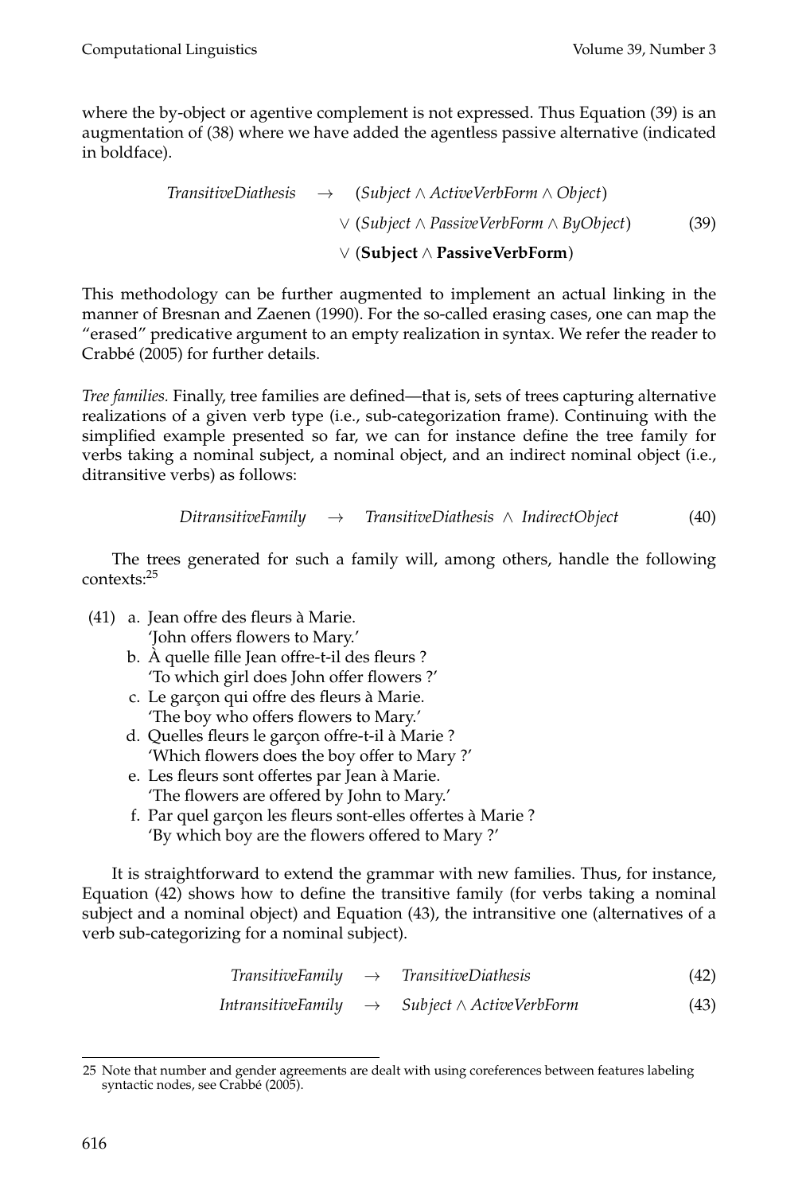where the by-object or agentive complement is not expressed. Thus Equation (39) is an augmentation of (38) where we have added the agentless passive alternative (indicated in boldface).

$$\begin{aligned} \mathit{TransitiveDiathesis} \quad \rightarrow \quad & (\mathit{Subject} \wedge \mathit{ActiveVerbForm} \wedge \mathit{Object}) \\ & \vee (\mathit{Subject} \wedge \mathit{PassiveVerbForm} \wedge \mathit{ByObject}) \\ & \vee (\mathbf{Subject} \wedge \mathbf{PassiveVerbForm}) \end{aligned} \tag{39}$$

This methodology can be further augmented to implement an actual linking in the manner of Bresnan and Zaenen (1990). For the so-called erasing cases, one can map the "erased" predicative argument to an empty realization in syntax. We refer the reader to Crabbé (2005) for further details.

*Tree families.* Finally, tree families are defined—that is, sets of trees capturing alternative realizations of a given verb type (i.e., sub-categorization frame). Continuing with the simplified example presented so far, we can for instance define the tree family for verbs taking a nominal subject, a nominal object, and an indirect nominal object (i.e., ditransitive verbs) as follows:

$$\mathit{DitransitiveFamily} \quad \rightarrow \quad \mathit{TransitiveDiathesis} \ \wedge \ \mathit{IndirectObject} \tag{40}$$

The trees generated for such a family will, among others, handle the following contexts:[25]

(41)
a. Jean offre des fleurs à Marie.
   'John offers flowers to Mary.'
b. À quelle fille Jean offre-t-il des fleurs ?
   'To which girl does John offer flowers ?'
c. Le garçon qui offre des fleurs à Marie.
   'The boy who offers flowers to Mary.'
d. Quelles fleurs le garçon offre-t-il à Marie ?
   'Which flowers does the boy offer to Mary ?'
e. Les fleurs sont offertes par Jean à Marie.
   'The flowers are offered by John to Mary.'
f. Par quel garçon les fleurs sont-elles offertes à Marie ?
   'By which boy are the flowers offered to Mary ?'

It is straightforward to extend the grammar with new families. Thus, for instance, Equation (42) shows how to define the transitive family (for verbs taking a nominal subject and a nominal object) and Equation (43), the intransitive one (alternatives of a verb sub-categorizing for a nominal subject).

$$\mathit{TransitiveFamily} \quad \rightarrow \quad \mathit{TransitiveDiathesis} \tag{42}$$

$$\mathit{IntransitiveFamily} \quad \rightarrow \quad \mathit{Subject} \wedge \mathit{ActiveVerbForm} \tag{43}$$

25 Note that number and gender agreements are dealt with using coreferences between features labeling syntactic nodes, see Crabbé (2005).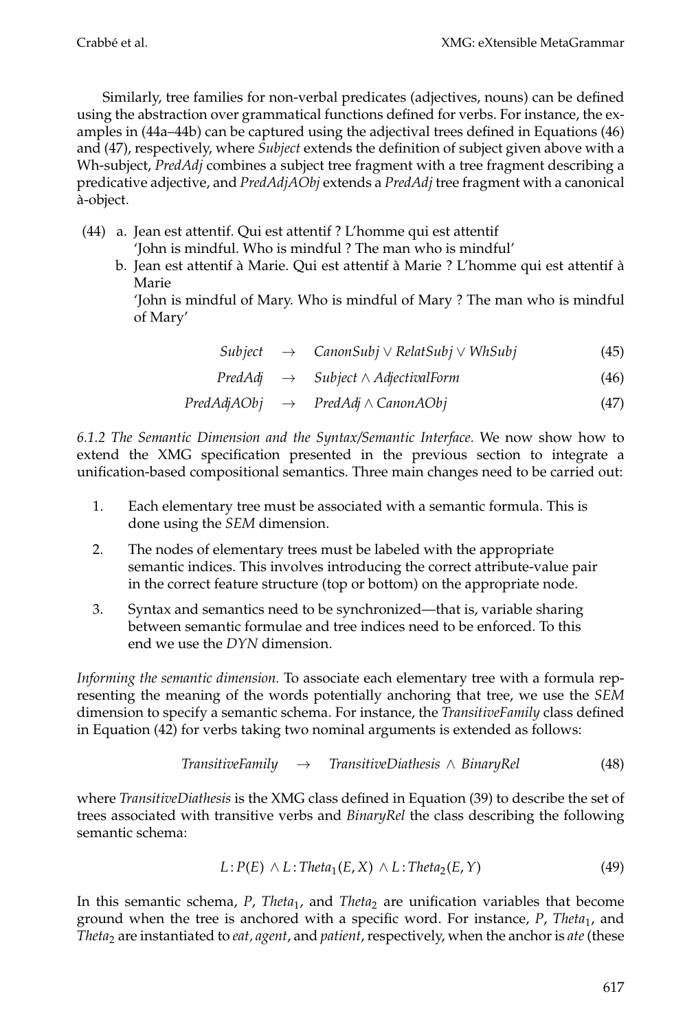Similarly, tree families for non-verbal predicates (adjectives, nouns) can be defined using the abstraction over grammatical functions defined for verbs. For instance, the examples in (44a–44b) can be captured using the adjectival trees defined in Equations (46) and (47), respectively, where *Subject* extends the definition of subject given above with a Wh-subject, *PredAdj* combines a subject tree fragment with a tree fragment describing a predicative adjective, and *PredAdjAObj* extends a *PredAdj* tree fragment with a canonical à-object.

(44) a. Jean est attentif. Qui est attentif ? L'homme qui est attentif
'John is mindful. Who is mindful ? The man who is mindful'

b. Jean est attentif à Marie. Qui est attentif à Marie ? L'homme qui est attentif à Marie
'John is mindful of Mary. Who is mindful of Mary ? The man who is mindful of Mary'

$$Subject \rightarrow CanonSubj \lor RelatSubj \lor WhSubj \tag{45}$$

$$PredAdj \rightarrow Subject \land AdjectivalForm \tag{46}$$

$$PredAdjAObj \rightarrow PredAdj \land CanonAObj \tag{47}$$

*6.1.2 The Semantic Dimension and the Syntax/Semantic Interface.* We now show how to extend the XMG specification presented in the previous section to integrate a unification-based compositional semantics. Three main changes need to be carried out:

1. Each elementary tree must be associated with a semantic formula. This is done using the *SEM* dimension.
2. The nodes of elementary trees must be labeled with the appropriate semantic indices. This involves introducing the correct attribute-value pair in the correct feature structure (top or bottom) on the appropriate node.
3. Syntax and semantics need to be synchronized—that is, variable sharing between semantic formulae and tree indices need to be enforced. To this end we use the *DYN* dimension.

*Informing the semantic dimension.* To associate each elementary tree with a formula representing the meaning of the words potentially anchoring that tree, we use the *SEM* dimension to specify a semantic schema. For instance, the *TransitiveFamily* class defined in Equation (42) for verbs taking two nominal arguments is extended as follows:

$$TransitiveFamily \rightarrow TransitiveDiathesis \land BinaryRel \tag{48}$$

where *TransitiveDiathesis* is the XMG class defined in Equation (39) to describe the set of trees associated with transitive verbs and *BinaryRel* the class describing the following semantic schema:

$$L\!:\!P(E) \land L\!:\!Theta_1(E,X) \land L\!:\!Theta_2(E,Y) \tag{49}$$

In this semantic schema, $P$, $Theta_1$, and $Theta_2$ are unification variables that become ground when the tree is anchored with a specific word. For instance, $P$, $Theta_1$, and $Theta_2$ are instantiated to *eat*, *agent*, and *patient*, respectively, when the anchor is *ate* (these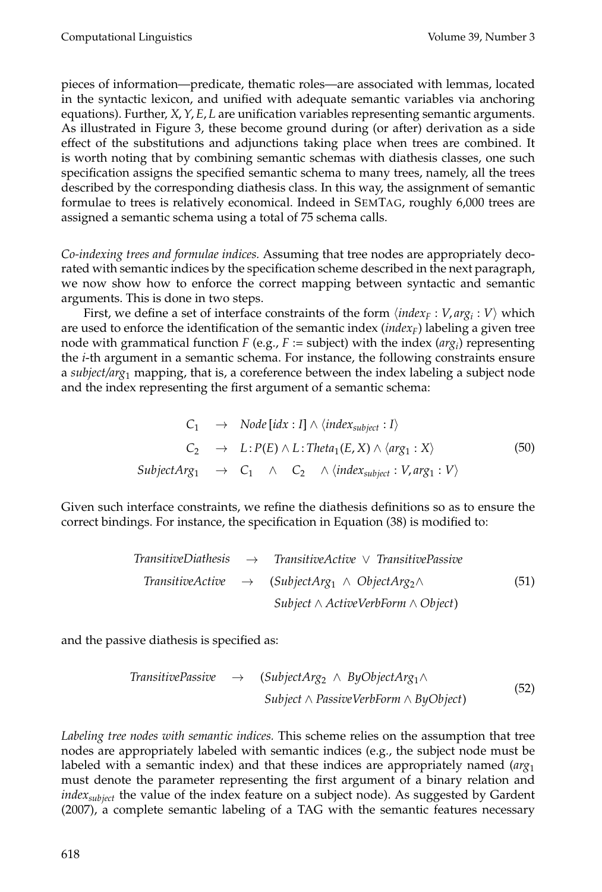pieces of information—predicate, thematic roles—are associated with lemmas, located in the syntactic lexicon, and unified with adequate semantic variables via anchoring equations). Further, $X, Y, E, L$ are unification variables representing semantic arguments. As illustrated in Figure 3, these become ground during (or after) derivation as a side effect of the substitutions and adjunctions taking place when trees are combined. It is worth noting that by combining semantic schemas with diathesis classes, one such specification assigns the specified semantic schema to many trees, namely, all the trees described by the corresponding diathesis class. In this way, the assignment of semantic formulae to trees is relatively economical. Indeed in SemTag, roughly 6,000 trees are assigned a semantic schema using a total of 75 schema calls.

*Co-indexing trees and formulae indices.* Assuming that tree nodes are appropriately decorated with semantic indices by the specification scheme described in the next paragraph, we now show how to enforce the correct mapping between syntactic and semantic arguments. This is done in two steps.

First, we define a set of interface constraints of the form $\langle index_F : V, arg_i : V \rangle$ which are used to enforce the identification of the semantic index ($index_F$) labeling a given tree node with grammatical function $F$ (e.g., $F$ := subject) with the index ($arg_i$) representing the $i$-th argument in a semantic schema. For instance, the following constraints ensure a *subject/arg*$_1$ mapping, that is, a coreference between the index labeling a subject node and the index representing the first argument of a semantic schema:

$$
\begin{array}{rcl}
C_1 & \rightarrow & Node\,[idx : I] \wedge \langle index_{subject} : I \rangle \\
C_2 & \rightarrow & L\!:\!P(E) \wedge L\!:\!Theta_1(E, X) \wedge \langle arg_1 : X \rangle \\
SubjectArg_1 & \rightarrow & C_1 \quad \wedge \quad C_2 \quad \wedge \langle index_{subject} : V, arg_1 : V \rangle
\end{array}
\tag{50}
$$

Given such interface constraints, we refine the diathesis definitions so as to ensure the correct bindings. For instance, the specification in Equation (38) is modified to:

$$
\begin{array}{rcl}
TransitiveDiathesis & \rightarrow & TransitiveActive \ \vee \ TransitivePassive \\
TransitiveActive & \rightarrow & (SubjectArg_1 \ \wedge \ ObjectArg_2 \wedge \\
 & & Subject \wedge ActiveVerbForm \wedge Object)
\end{array}
\tag{51}
$$

and the passive diathesis is specified as:

$$
\begin{array}{rcl}
TransitivePassive & \rightarrow & (SubjectArg_2 \ \wedge \ ByObjectArg_1 \wedge \\
 & & Subject \wedge PassiveVerbForm \wedge ByObject)
\end{array}
\tag{52}
$$

*Labeling tree nodes with semantic indices.* This scheme relies on the assumption that tree nodes are appropriately labeled with semantic indices (e.g., the subject node must be labeled with a semantic index) and that these indices are appropriately named ($arg_1$ must denote the parameter representing the first argument of a binary relation and $index_{subject}$ the value of the index feature on a subject node). As suggested by Gardent (2007), a complete semantic labeling of a TAG with the semantic features necessary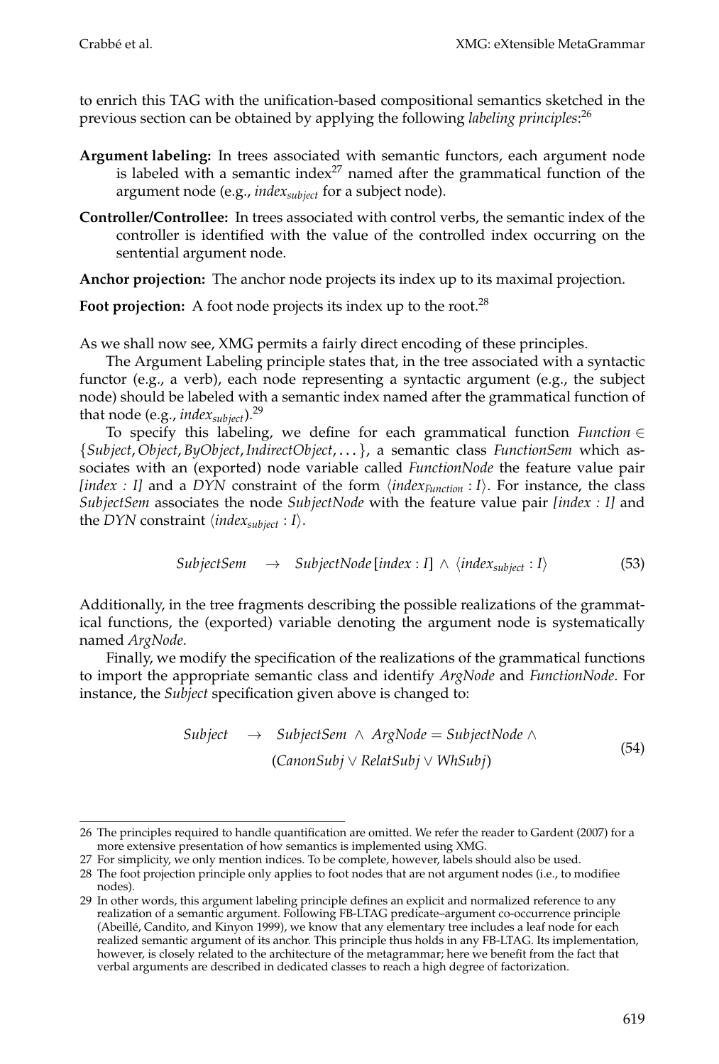to enrich this TAG with the unification-based compositional semantics sketched in the previous section can be obtained by applying the following *labeling principles*:[26]

**Argument labeling:** In trees associated with semantic functors, each argument node is labeled with a semantic index[27] named after the grammatical function of the argument node (e.g., $index_{subject}$ for a subject node).

**Controller/Controllee:** In trees associated with control verbs, the semantic index of the controller is identified with the value of the controlled index occurring on the sentential argument node.

**Anchor projection:** The anchor node projects its index up to its maximal projection.

**Foot projection:** A foot node projects its index up to the root.[28]

As we shall now see, XMG permits a fairly direct encoding of these principles.

The Argument Labeling principle states that, in the tree associated with a syntactic functor (e.g., a verb), each node representing a syntactic argument (e.g., the subject node) should be labeled with a semantic index named after the grammatical function of that node (e.g., $index_{subject}$).[29]

To specify this labeling, we define for each grammatical function $Function \in \{Subject, Object, ByObject, IndirectObject, \ldots\}$, a semantic class *FunctionSem* which associates with an (exported) node variable called *FunctionNode* the feature value pair *[index : I]* and a *DYN* constraint of the form $\langle index_{Function} : I \rangle$. For instance, the class *SubjectSem* associates the node *SubjectNode* with the feature value pair *[index : I]* and the *DYN* constraint $\langle index_{subject} : I \rangle$.

$$SubjectSem \quad \rightarrow \quad SubjectNode\,[index : I] \wedge \langle index_{subject} : I \rangle \tag{53}$$

Additionally, in the tree fragments describing the possible realizations of the grammatical functions, the (exported) variable denoting the argument node is systematically named *ArgNode*.

Finally, we modify the specification of the realizations of the grammatical functions to import the appropriate semantic class and identify *ArgNode* and *FunctionNode*. For instance, the *Subject* specification given above is changed to:

$$\begin{aligned} Subject \quad \rightarrow \quad & SubjectSem \wedge ArgNode = SubjectNode \wedge \\ & (CanonSubj \vee RelatSubj \vee WhSubj) \end{aligned} \tag{54}$$

---

26 The principles required to handle quantification are omitted. We refer the reader to Gardent (2007) for a more extensive presentation of how semantics is implemented using XMG.

27 For simplicity, we only mention indices. To be complete, however, labels should also be used.

28 The foot projection principle only applies to foot nodes that are not argument nodes (i.e., to modifiee nodes).

29 In other words, this argument labeling principle defines an explicit and normalized reference to any realization of a semantic argument. Following FB-LTAG predicate–argument co-occurrence principle (Abeillé, Candito, and Kinyon 1999), we know that any elementary tree includes a leaf node for each realized semantic argument of its anchor. This principle thus holds in any FB-LTAG. Its implementation, however, is closely related to the architecture of the metagrammar; here we benefit from the fact that verbal arguments are described in dedicated classes to reach a high degree of factorization.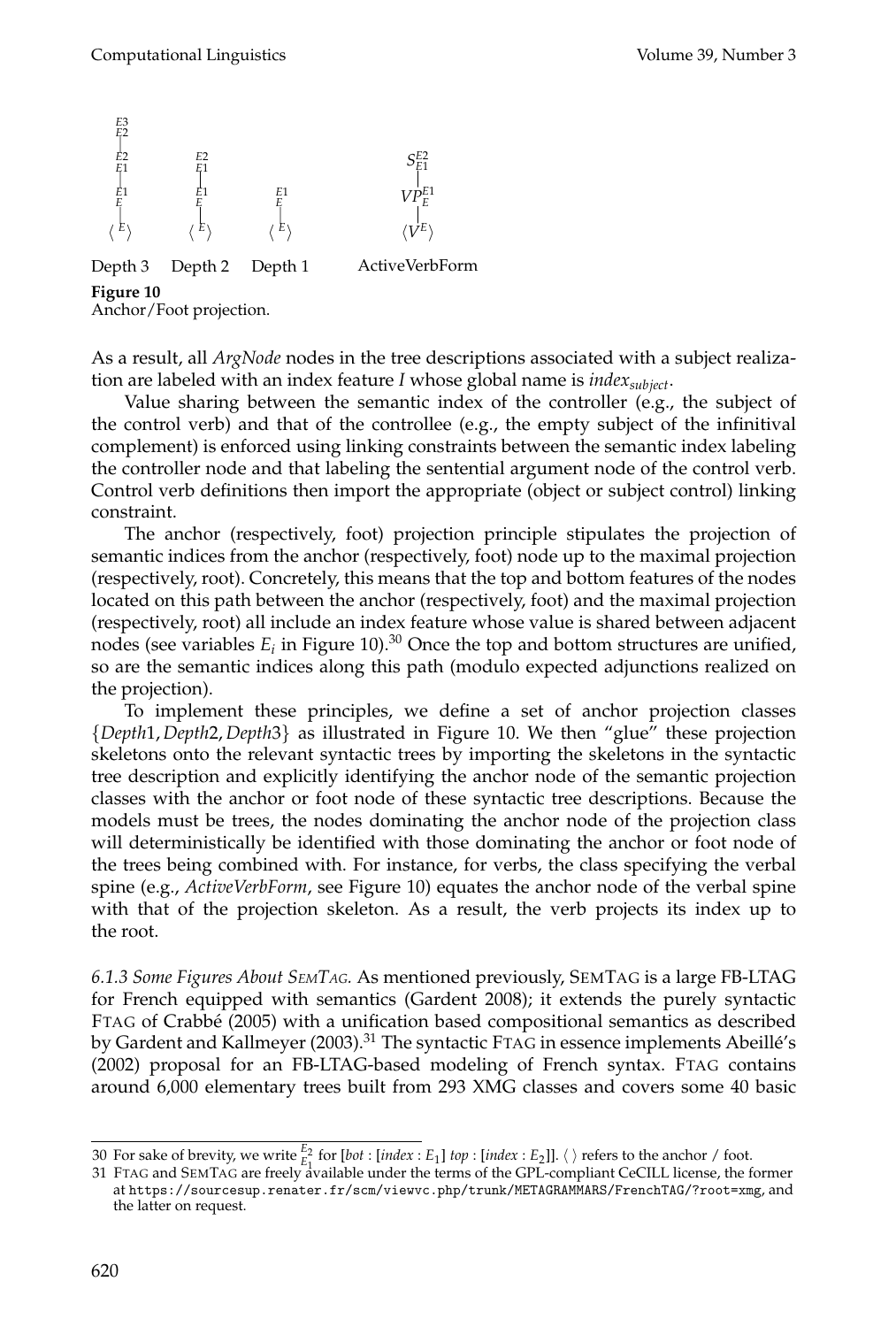$\begin{array}{c} {}^{E3}_{E2} \\ | \\ {}^{E2}_{E1} \\ | \\ {}^{E1}_{E} \\ | \\ \langle {}^{E} \rangle \end{array}$ $\quad$ $\begin{array}{c} {}^{E2}_{E1} \\ | \\ {}^{E1}_{E} \\ | \\ \langle {}^{E} \rangle \end{array}$ $\quad$ $\begin{array}{c} {}^{E1}_{E} \\ | \\ \langle {}^{E} \rangle \end{array}$ $\quad$ $\begin{array}{c} S^{E2}_{E1} \\ | \\ VP^{E1}_{E} \\ | \\ \langle V^{E} \rangle \end{array}$

Depth 3 Depth 2 Depth 1 ActiveVerbForm

**Figure 10**
Anchor/Foot projection.

As a result, all *ArgNode* nodes in the tree descriptions associated with a subject realization are labeled with an index feature $I$ whose global name is $index_{subject}$.

Value sharing between the semantic index of the controller (e.g., the subject of the control verb) and that of the controllee (e.g., the empty subject of the infinitival complement) is enforced using linking constraints between the semantic index labeling the controller node and that labeling the sentential argument node of the control verb. Control verb definitions then import the appropriate (object or subject control) linking constraint.

The anchor (respectively, foot) projection principle stipulates the projection of semantic indices from the anchor (respectively, foot) node up to the maximal projection (respectively, root). Concretely, this means that the top and bottom features of the nodes located on this path between the anchor (respectively, foot) and the maximal projection (respectively, root) all include an index feature whose value is shared between adjacent nodes (see variables $E_i$ in Figure 10).[30] Once the top and bottom structures are unified, so are the semantic indices along this path (modulo expected adjunctions realized on the projection).

To implement these principles, we define a set of anchor projection classes $\{Depth1, Depth2, Depth3\}$ as illustrated in Figure 10. We then "glue" these projection skeletons onto the relevant syntactic trees by importing the skeletons in the syntactic tree description and explicitly identifying the anchor node of the semantic projection classes with the anchor or foot node of these syntactic tree descriptions. Because the models must be trees, the nodes dominating the anchor node of the projection class will deterministically be identified with those dominating the anchor or foot node of the trees being combined with. For instance, for verbs, the class specifying the verbal spine (e.g., *ActiveVerbForm*, see Figure 10) equates the anchor node of the verbal spine with that of the projection skeleton. As a result, the verb projects its index up to the root.

*6.1.3 Some Figures About SemTag.* As mentioned previously, SemTag is a large FB-LTAG for French equipped with semantics (Gardent 2008); it extends the purely syntactic FTAG of Crabbé (2005) with a unification based compositional semantics as described by Gardent and Kallmeyer (2003).[31] The syntactic FTAG in essence implements Abeillé's (2002) proposal for an FB-LTAG-based modeling of French syntax. FTAG contains around 6,000 elementary trees built from 293 XMG classes and covers some 40 basic

---

30 For sake of brevity, we write ${}^{E2}_{E1}$ for [*bot* : [*index* : $E_1$] *top* : [*index* : $E_2$]]. $\langle\ \rangle$ refers to the anchor / foot.

31 FTAG and SemTag are freely available under the terms of the GPL-compliant CeCILL license, the former at https://sourcesup.renater.fr/scm/viewvc.php/trunk/METAGRAMMARS/FrenchTAG/?root=xmg, and the latter on request.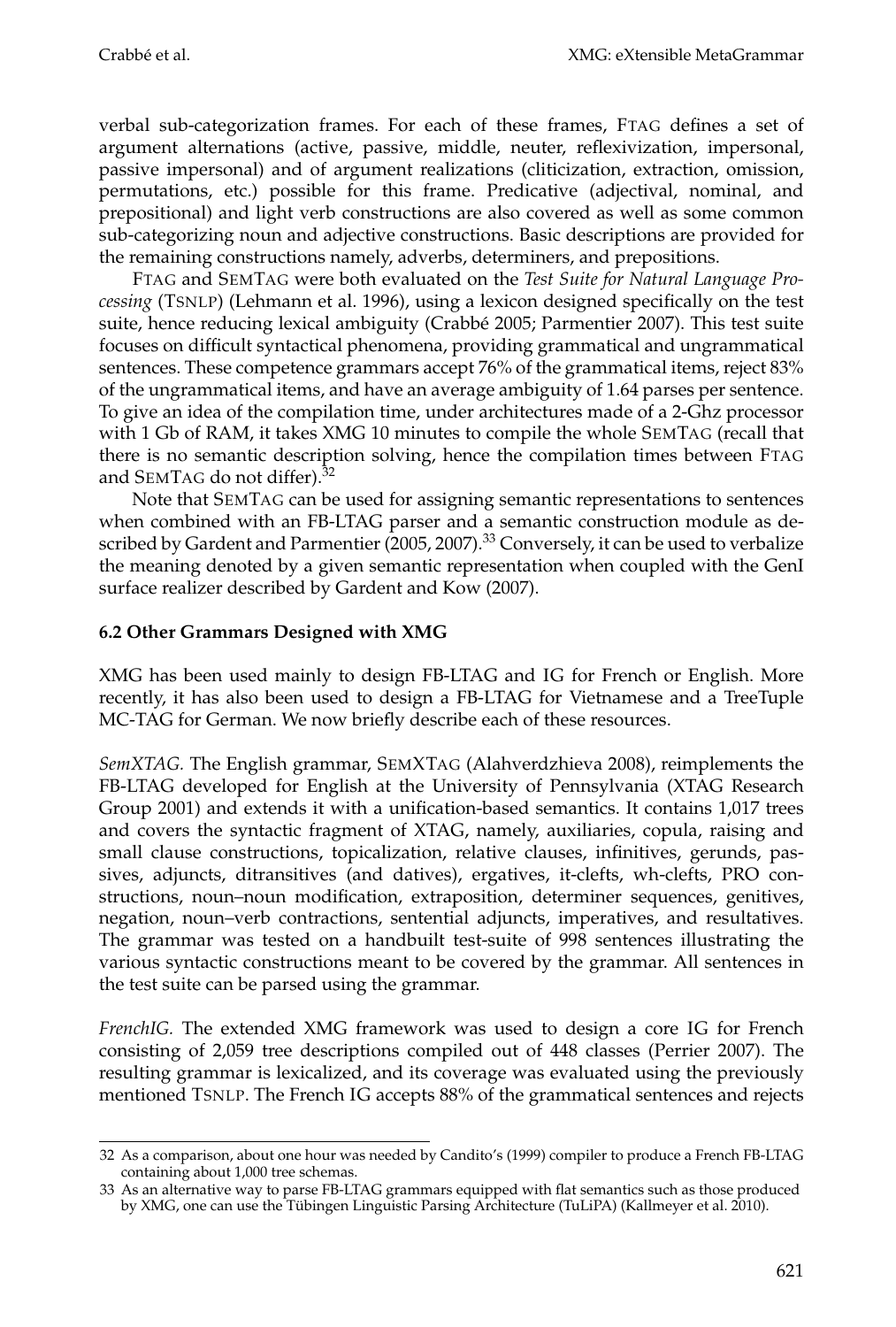verbal sub-categorization frames. For each of these frames, FTAG defines a set of argument alternations (active, passive, middle, neuter, reflexivization, impersonal, passive impersonal) and of argument realizations (cliticization, extraction, omission, permutations, etc.) possible for this frame. Predicative (adjectival, nominal, and prepositional) and light verb constructions are also covered as well as some common sub-categorizing noun and adjective constructions. Basic descriptions are provided for the remaining constructions namely, adverbs, determiners, and prepositions.

FTAG and SEMTAG were both evaluated on the *Test Suite for Natural Language Processing* (TSNLP) (Lehmann et al. 1996), using a lexicon designed specifically on the test suite, hence reducing lexical ambiguity (Crabbé 2005; Parmentier 2007). This test suite focuses on difficult syntactical phenomena, providing grammatical and ungrammatical sentences. These competence grammars accept 76% of the grammatical items, reject 83% of the ungrammatical items, and have an average ambiguity of 1.64 parses per sentence. To give an idea of the compilation time, under architectures made of a 2-Ghz processor with 1 Gb of RAM, it takes XMG 10 minutes to compile the whole SEMTAG (recall that there is no semantic description solving, hence the compilation times between FTAG and SEMTAG do not differ).[32]

Note that SEMTAG can be used for assigning semantic representations to sentences when combined with an FB-LTAG parser and a semantic construction module as described by Gardent and Parmentier (2005, 2007).[33] Conversely, it can be used to verbalize the meaning denoted by a given semantic representation when coupled with the GenI surface realizer described by Gardent and Kow (2007).

### 6.2 Other Grammars Designed with XMG

XMG has been used mainly to design FB-LTAG and IG for French or English. More recently, it has also been used to design a FB-LTAG for Vietnamese and a TreeTuple MC-TAG for German. We now briefly describe each of these resources.

*SemXTAG.* The English grammar, SEMXTAG (Alahverdzhieva 2008), reimplements the FB-LTAG developed for English at the University of Pennsylvania (XTAG Research Group 2001) and extends it with a unification-based semantics. It contains 1,017 trees and covers the syntactic fragment of XTAG, namely, auxiliaries, copula, raising and small clause constructions, topicalization, relative clauses, infinitives, gerunds, passives, adjuncts, ditransitives (and datives), ergatives, it-clefts, wh-clefts, PRO constructions, noun–noun modification, extraposition, determiner sequences, genitives, negation, noun–verb contractions, sentential adjuncts, imperatives, and resultatives. The grammar was tested on a handbuilt test-suite of 998 sentences illustrating the various syntactic constructions meant to be covered by the grammar. All sentences in the test suite can be parsed using the grammar.

*FrenchIG.* The extended XMG framework was used to design a core IG for French consisting of 2,059 tree descriptions compiled out of 448 classes (Perrier 2007). The resulting grammar is lexicalized, and its coverage was evaluated using the previously mentioned TSNLP. The French IG accepts 88% of the grammatical sentences and rejects

---

32 As a comparison, about one hour was needed by Candito's (1999) compiler to produce a French FB-LTAG containing about 1,000 tree schemas.

33 As an alternative way to parse FB-LTAG grammars equipped with flat semantics such as those produced by XMG, one can use the Tübingen Linguistic Parsing Architecture (TuLiPA) (Kallmeyer et al. 2010).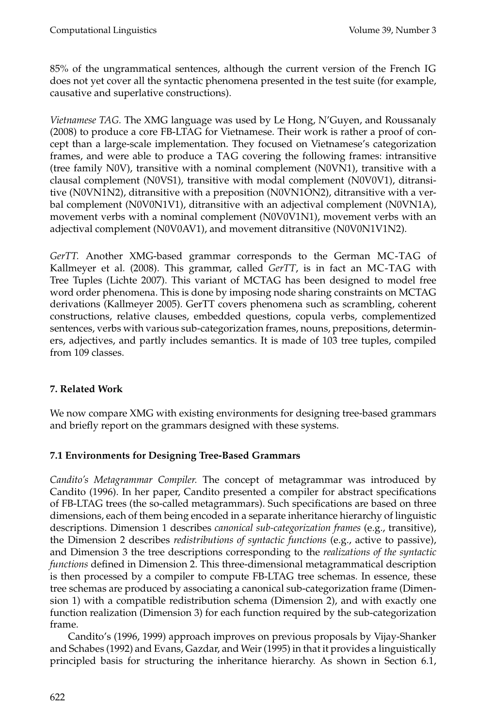85% of the ungrammatical sentences, although the current version of the French IG does not yet cover all the syntactic phenomena presented in the test suite (for example, causative and superlative constructions).

*Vietnamese TAG.* The XMG language was used by Le Hong, N'Guyen, and Roussanaly (2008) to produce a core FB-LTAG for Vietnamese. Their work is rather a proof of concept than a large-scale implementation. They focused on Vietnamese's categorization frames, and were able to produce a TAG covering the following frames: intransitive (tree family N0V), transitive with a nominal complement (N0VN1), transitive with a clausal complement (N0VS1), transitive with modal complement (N0V0V1), ditransitive (N0VN1N2), ditransitive with a preposition (N0VN1ON2), ditransitive with a verbal complement (N0V0N1V1), ditransitive with an adjectival complement (N0VN1A), movement verbs with a nominal complement (N0V0V1N1), movement verbs with an adjectival complement (N0V0AV1), and movement ditransitive (N0V0N1V1N2).

*GerTT.* Another XMG-based grammar corresponds to the German MC-TAG of Kallmeyer et al. (2008). This grammar, called *GerTT*, is in fact an MC-TAG with Tree Tuples (Lichte 2007). This variant of MCTAG has been designed to model free word order phenomena. This is done by imposing node sharing constraints on MCTAG derivations (Kallmeyer 2005). GerTT covers phenomena such as scrambling, coherent constructions, relative clauses, embedded questions, copula verbs, complementized sentences, verbs with various sub-categorization frames, nouns, prepositions, determiners, adjectives, and partly includes semantics. It is made of 103 tree tuples, compiled from 109 classes.

## 7. Related Work

We now compare XMG with existing environments for designing tree-based grammars and briefly report on the grammars designed with these systems.

### 7.1 Environments for Designing Tree-Based Grammars

*Candito's Metagrammar Compiler.* The concept of metagrammar was introduced by Candito (1996). In her paper, Candito presented a compiler for abstract specifications of FB-LTAG trees (the so-called metagrammars). Such specifications are based on three dimensions, each of them being encoded in a separate inheritance hierarchy of linguistic descriptions. Dimension 1 describes *canonical sub-categorization frames* (e.g., transitive), the Dimension 2 describes *redistributions of syntactic functions* (e.g., active to passive), and Dimension 3 the tree descriptions corresponding to the *realizations of the syntactic functions* defined in Dimension 2. This three-dimensional metagrammatical description is then processed by a compiler to compute FB-LTAG tree schemas. In essence, these tree schemas are produced by associating a canonical sub-categorization frame (Dimension 1) with a compatible redistribution schema (Dimension 2), and with exactly one function realization (Dimension 3) for each function required by the sub-categorization frame.

Candito's (1996, 1999) approach improves on previous proposals by Vijay-Shanker and Schabes (1992) and Evans, Gazdar, and Weir (1995) in that it provides a linguistically principled basis for structuring the inheritance hierarchy. As shown in Section 6.1,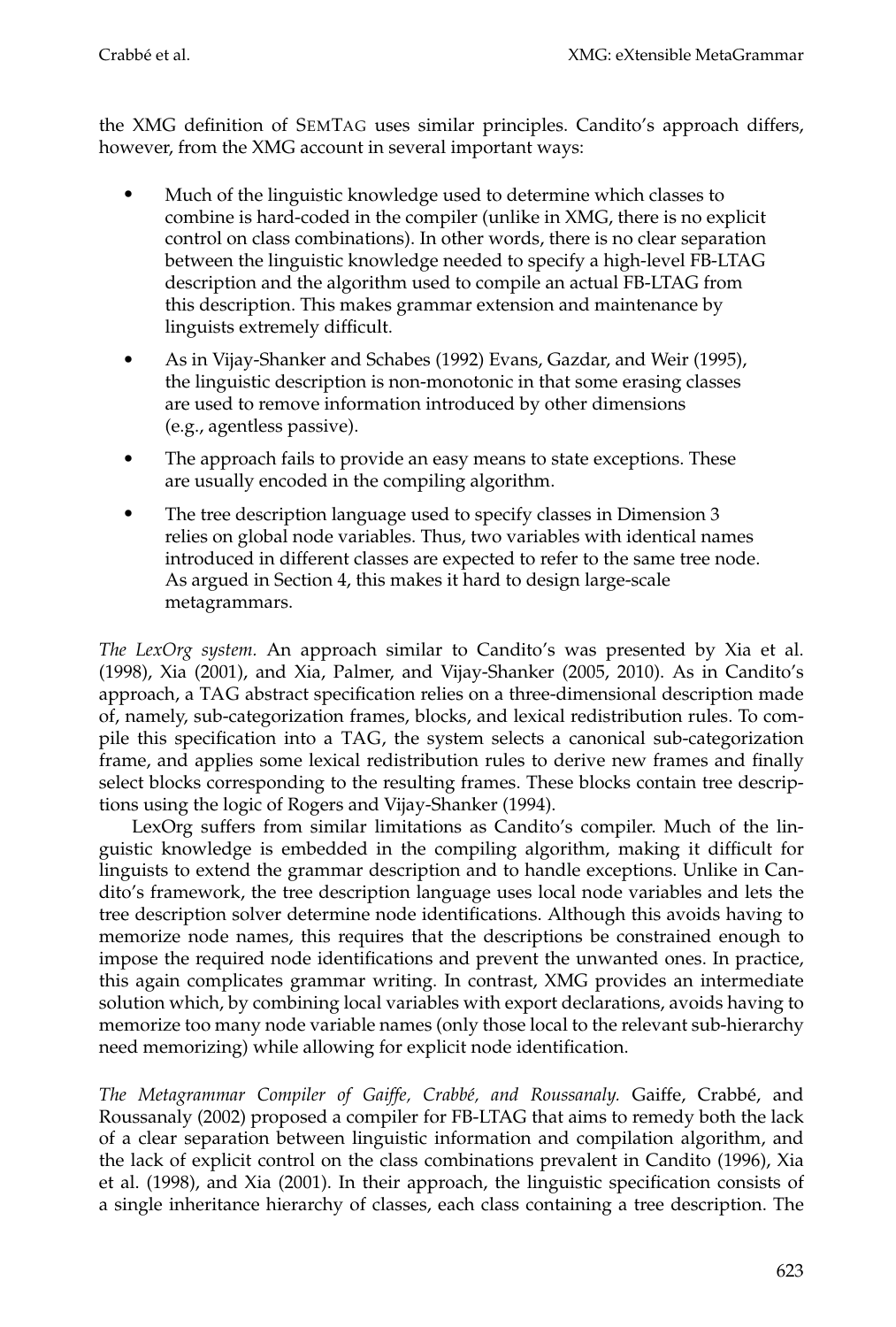the XMG definition of SEMTAG uses similar principles. Candito's approach differs, however, from the XMG account in several important ways:

- Much of the linguistic knowledge used to determine which classes to combine is hard-coded in the compiler (unlike in XMG, there is no explicit control on class combinations). In other words, there is no clear separation between the linguistic knowledge needed to specify a high-level FB-LTAG description and the algorithm used to compile an actual FB-LTAG from this description. This makes grammar extension and maintenance by linguists extremely difficult.
- As in Vijay-Shanker and Schabes (1992) Evans, Gazdar, and Weir (1995), the linguistic description is non-monotonic in that some erasing classes are used to remove information introduced by other dimensions (e.g., agentless passive).
- The approach fails to provide an easy means to state exceptions. These are usually encoded in the compiling algorithm.
- The tree description language used to specify classes in Dimension 3 relies on global node variables. Thus, two variables with identical names introduced in different classes are expected to refer to the same tree node. As argued in Section 4, this makes it hard to design large-scale metagrammars.

*The LexOrg system.* An approach similar to Candito's was presented by Xia et al. (1998), Xia (2001), and Xia, Palmer, and Vijay-Shanker (2005, 2010). As in Candito's approach, a TAG abstract specification relies on a three-dimensional description made of, namely, sub-categorization frames, blocks, and lexical redistribution rules. To compile this specification into a TAG, the system selects a canonical sub-categorization frame, and applies some lexical redistribution rules to derive new frames and finally select blocks corresponding to the resulting frames. These blocks contain tree descriptions using the logic of Rogers and Vijay-Shanker (1994).

LexOrg suffers from similar limitations as Candito's compiler. Much of the linguistic knowledge is embedded in the compiling algorithm, making it difficult for linguists to extend the grammar description and to handle exceptions. Unlike in Candito's framework, the tree description language uses local node variables and lets the tree description solver determine node identifications. Although this avoids having to memorize node names, this requires that the descriptions be constrained enough to impose the required node identifications and prevent the unwanted ones. In practice, this again complicates grammar writing. In contrast, XMG provides an intermediate solution which, by combining local variables with export declarations, avoids having to memorize too many node variable names (only those local to the relevant sub-hierarchy need memorizing) while allowing for explicit node identification.

*The Metagrammar Compiler of Gaiffe, Crabbé, and Roussanaly.* Gaiffe, Crabbé, and Roussanaly (2002) proposed a compiler for FB-LTAG that aims to remedy both the lack of a clear separation between linguistic information and compilation algorithm, and the lack of explicit control on the class combinations prevalent in Candito (1996), Xia et al. (1998), and Xia (2001). In their approach, the linguistic specification consists of a single inheritance hierarchy of classes, each class containing a tree description. The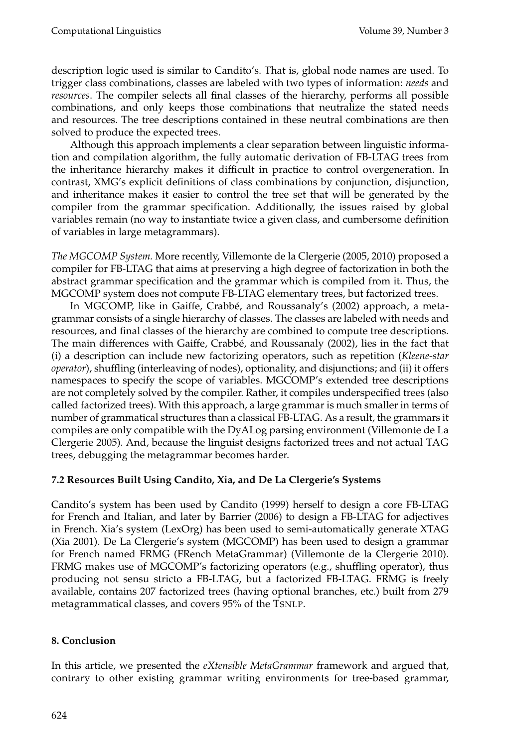description logic used is similar to Candito's. That is, global node names are used. To trigger class combinations, classes are labeled with two types of information: *needs* and *resources*. The compiler selects all final classes of the hierarchy, performs all possible combinations, and only keeps those combinations that neutralize the stated needs and resources. The tree descriptions contained in these neutral combinations are then solved to produce the expected trees.

Although this approach implements a clear separation between linguistic information and compilation algorithm, the fully automatic derivation of FB-LTAG trees from the inheritance hierarchy makes it difficult in practice to control overgeneration. In contrast, XMG's explicit definitions of class combinations by conjunction, disjunction, and inheritance makes it easier to control the tree set that will be generated by the compiler from the grammar specification. Additionally, the issues raised by global variables remain (no way to instantiate twice a given class, and cumbersome definition of variables in large metagrammars).

*The MGCOMP System.* More recently, Villemonte de la Clergerie (2005, 2010) proposed a compiler for FB-LTAG that aims at preserving a high degree of factorization in both the abstract grammar specification and the grammar which is compiled from it. Thus, the MGCOMP system does not compute FB-LTAG elementary trees, but factorized trees.

In MGCOMP, like in Gaiffe, Crabbé, and Roussanaly's (2002) approach, a metagrammar consists of a single hierarchy of classes. The classes are labeled with needs and resources, and final classes of the hierarchy are combined to compute tree descriptions. The main differences with Gaiffe, Crabbé, and Roussanaly (2002), lies in the fact that (i) a description can include new factorizing operators, such as repetition (*Kleene-star operator*), shuffling (interleaving of nodes), optionality, and disjunctions; and (ii) it offers namespaces to specify the scope of variables. MGCOMP's extended tree descriptions are not completely solved by the compiler. Rather, it compiles underspecified trees (also called factorized trees). With this approach, a large grammar is much smaller in terms of number of grammatical structures than a classical FB-LTAG. As a result, the grammars it compiles are only compatible with the DyALog parsing environment (Villemonte de La Clergerie 2005). And, because the linguist designs factorized trees and not actual TAG trees, debugging the metagrammar becomes harder.

### 7.2 Resources Built Using Candito, Xia, and De La Clergerie's Systems

Candito's system has been used by Candito (1999) herself to design a core FB-LTAG for French and Italian, and later by Barrier (2006) to design a FB-LTAG for adjectives in French. Xia's system (LexOrg) has been used to semi-automatically generate XTAG (Xia 2001). De La Clergerie's system (MGCOMP) has been used to design a grammar for French named FRMG (FRench MetaGrammar) (Villemonte de la Clergerie 2010). FRMG makes use of MGCOMP's factorizing operators (e.g., shuffling operator), thus producing not sensu stricto a FB-LTAG, but a factorized FB-LTAG. FRMG is freely available, contains 207 factorized trees (having optional branches, etc.) built from 279 metagrammatical classes, and covers 95% of the TSNLP.

## 8. Conclusion

In this article, we presented the *eXtensible MetaGrammar* framework and argued that, contrary to other existing grammar writing environments for tree-based grammar,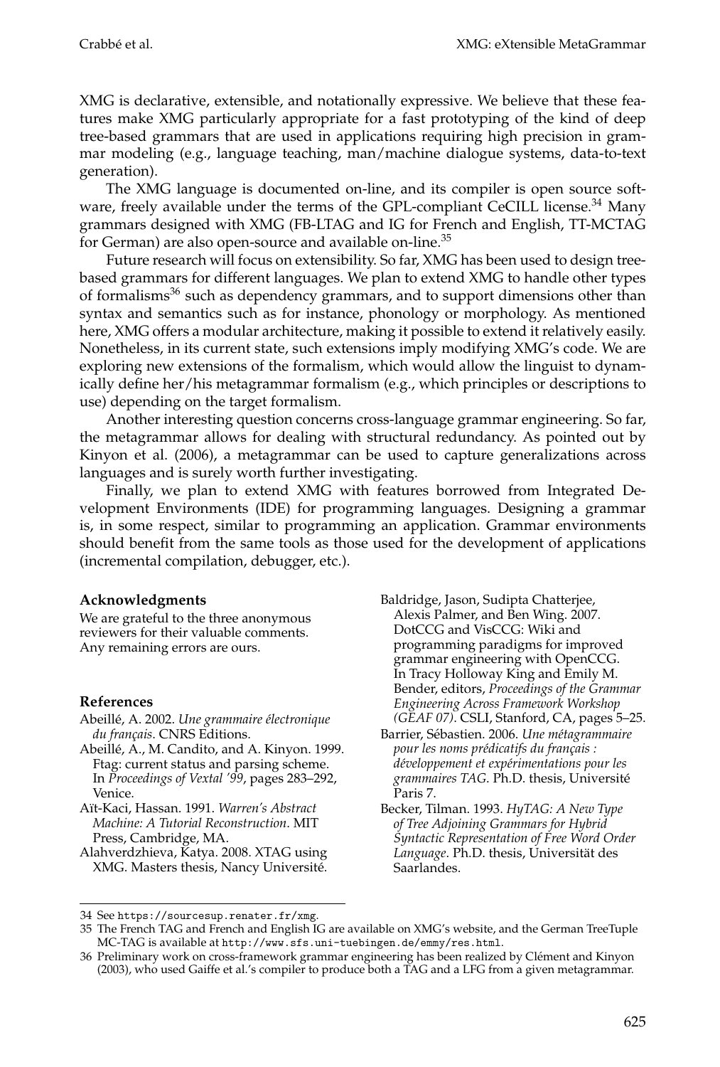XMG is declarative, extensible, and notationally expressive. We believe that these features make XMG particularly appropriate for a fast prototyping of the kind of deep tree-based grammars that are used in applications requiring high precision in grammar modeling (e.g., language teaching, man/machine dialogue systems, data-to-text generation).

The XMG language is documented on-line, and its compiler is open source software, freely available under the terms of the GPL-compliant CeCILL license.[34] Many grammars designed with XMG (FB-LTAG and IG for French and English, TT-MCTAG for German) are also open-source and available on-line.[35]

Future research will focus on extensibility. So far, XMG has been used to design tree-based grammars for different languages. We plan to extend XMG to handle other types of formalisms[36] such as dependency grammars, and to support dimensions other than syntax and semantics such as for instance, phonology or morphology. As mentioned here, XMG offers a modular architecture, making it possible to extend it relatively easily. Nonetheless, in its current state, such extensions imply modifying XMG's code. We are exploring new extensions of the formalism, which would allow the linguist to dynamically define her/his metagrammar formalism (e.g., which principles or descriptions to use) depending on the target formalism.

Another interesting question concerns cross-language grammar engineering. So far, the metagrammar allows for dealing with structural redundancy. As pointed out by Kinyon et al. (2006), a metagrammar can be used to capture generalizations across languages and is surely worth further investigating.

Finally, we plan to extend XMG with features borrowed from Integrated Development Environments (IDE) for programming languages. Designing a grammar is, in some respect, similar to programming an application. Grammar environments should benefit from the same tools as those used for the development of applications (incremental compilation, debugger, etc.).

**Acknowledgments**

We are grateful to the three anonymous reviewers for their valuable comments. Any remaining errors are ours.

**References**

Abeillé, A. 2002. *Une grammaire électronique du français*. CNRS Editions.

Abeillé, A., M. Candito, and A. Kinyon. 1999. Ftag: current status and parsing scheme. In *Proceedings of Vextal '99*, pages 283–292, Venice.

Aït-Kaci, Hassan. 1991. *Warren's Abstract Machine: A Tutorial Reconstruction*. MIT Press, Cambridge, MA.

Alahverdzhieva, Katya. 2008. XTAG using XMG. Masters thesis, Nancy Université.

Baldridge, Jason, Sudipta Chatterjee, Alexis Palmer, and Ben Wing. 2007. DotCCG and VisCCG: Wiki and programming paradigms for improved grammar engineering with OpenCCG. In Tracy Holloway King and Emily M. Bender, editors, *Proceedings of the Grammar Engineering Across Framework Workshop (GEAF 07)*. CSLI, Stanford, CA, pages 5–25.

Barrier, Sébastien. 2006. *Une métagrammaire pour les noms prédicatifs du français : développement et expérimentations pour les grammaires TAG*. Ph.D. thesis, Université Paris 7.

Becker, Tilman. 1993. *HyTAG: A New Type of Tree Adjoining Grammars for Hybrid Syntactic Representation of Free Word Order Language*. Ph.D. thesis, Universität des Saarlandes.

---

34 See https://sourcesup.renater.fr/xmg.

35 The French TAG and French and English IG are available on XMG's website, and the German TreeTuple MC-TAG is available at http://www.sfs.uni-tuebingen.de/emmy/res.html.

36 Preliminary work on cross-framework grammar engineering has been realized by Clément and Kinyon (2003), who used Gaiffe et al.'s compiler to produce both a TAG and a LFG from a given metagrammar.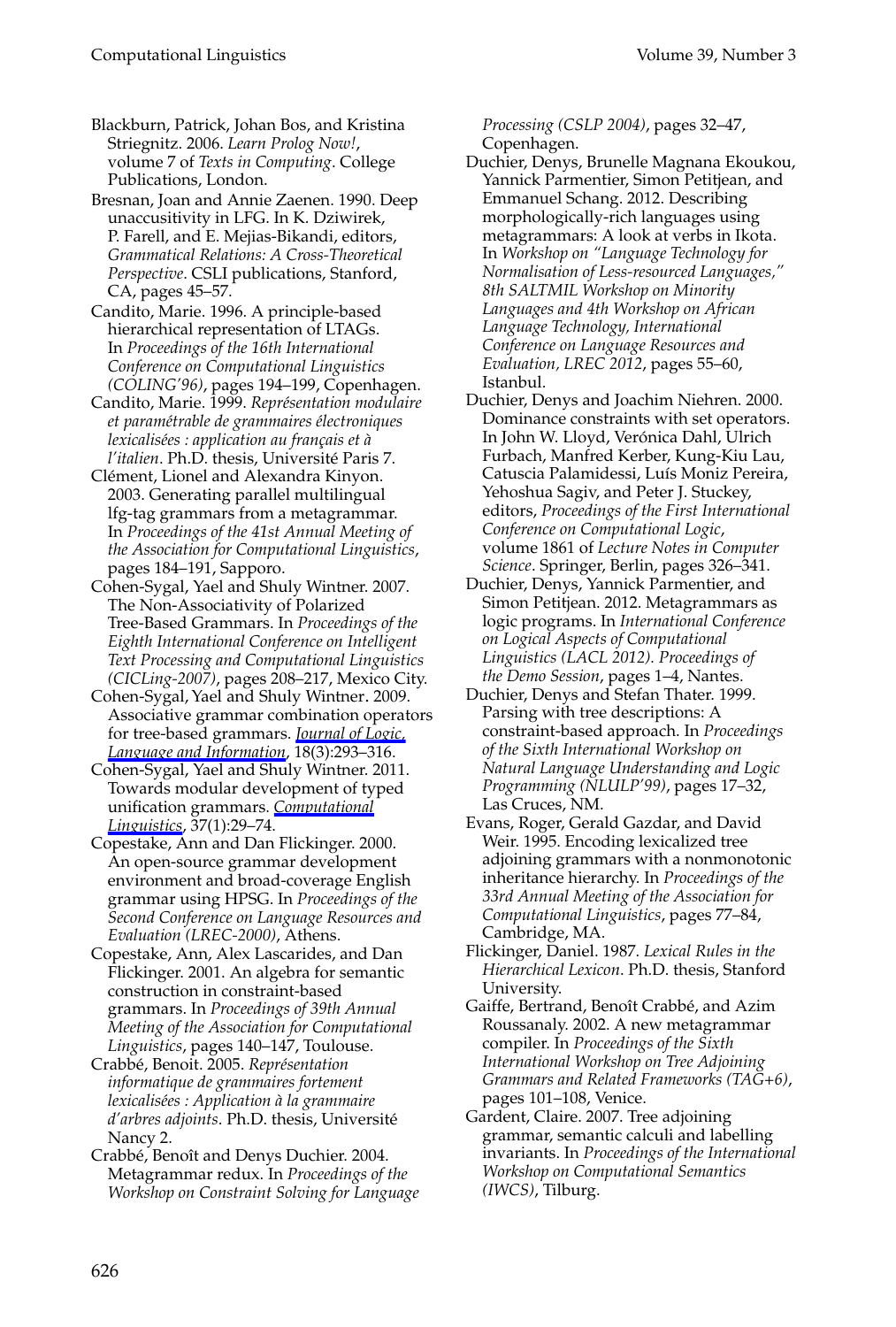Blackburn, Patrick, Johan Bos, and Kristina Striegnitz. 2006. *Learn Prolog Now!*, volume 7 of *Texts in Computing*. College Publications, London.

Bresnan, Joan and Annie Zaenen. 1990. Deep unaccusitivity in LFG. In K. Dziwirek, P. Farell, and E. Mejias-Bikandi, editors, *Grammatical Relations: A Cross-Theoretical Perspective*. CSLI publications, Stanford, CA, pages 45–57.

Candito, Marie. 1996. A principle-based hierarchical representation of LTAGs. In *Proceedings of the 16th International Conference on Computational Linguistics (COLING'96)*, pages 194–199, Copenhagen.

Candito, Marie. 1999. *Représentation modulaire et paramétrable de grammaires électroniques lexicalisées : application au français et à l'italien*. Ph.D. thesis, Université Paris 7.

Clément, Lionel and Alexandra Kinyon. 2003. Generating parallel multilingual lfg-tag grammars from a metagrammar. In *Proceedings of the 41st Annual Meeting of the Association for Computational Linguistics*, pages 184–191, Sapporo.

Cohen-Sygal, Yael and Shuly Wintner. 2007. The Non-Associativity of Polarized Tree-Based Grammars. In *Proceedings of the Eighth International Conference on Intelligent Text Processing and Computational Linguistics (CICLing-2007)*, pages 208–217, Mexico City.

Cohen-Sygal, Yael and Shuly Wintner. 2009. Associative grammar combination operators for tree-based grammars. *Journal of Logic, Language and Information*, 18(3):293–316.

Cohen-Sygal, Yael and Shuly Wintner. 2011. Towards modular development of typed unification grammars. *Computational Linguistics*, 37(1):29–74.

Copestake, Ann and Dan Flickinger. 2000. An open-source grammar development environment and broad-coverage English grammar using HPSG. In *Proceedings of the Second Conference on Language Resources and Evaluation (LREC-2000)*, Athens.

Copestake, Ann, Alex Lascarides, and Dan Flickinger. 2001. An algebra for semantic construction in constraint-based grammars. In *Proceedings of 39th Annual Meeting of the Association for Computational Linguistics*, pages 140–147, Toulouse.

Crabbé, Benoit. 2005. *Représentation informatique de grammaires fortement lexicalisées : Application à la grammaire d'arbres adjoints*. Ph.D. thesis, Université Nancy 2.

Crabbé, Benoît and Denys Duchier. 2004. Metagrammar redux. In *Proceedings of the Workshop on Constraint Solving for Language Processing (CSLP 2004)*, pages 32–47, Copenhagen.

Duchier, Denys, Brunelle Magnana Ekoukou, Yannick Parmentier, Simon Petitjean, and Emmanuel Schang. 2012. Describing morphologically-rich languages using metagrammars: A look at verbs in Ikota. In *Workshop on "Language Technology for Normalisation of Less-resourced Languages," 8th SALTMIL Workshop on Minority Languages and 4th Workshop on African Language Technology, International Conference on Language Resources and Evaluation, LREC 2012*, pages 55–60, Istanbul.

Duchier, Denys and Joachim Niehren. 2000. Dominance constraints with set operators. In John W. Lloyd, Verónica Dahl, Ulrich Furbach, Manfred Kerber, Kung-Kiu Lau, Catuscia Palamidessi, Luís Moniz Pereira, Yehoshua Sagiv, and Peter J. Stuckey, editors, *Proceedings of the First International Conference on Computational Logic*, volume 1861 of *Lecture Notes in Computer Science*. Springer, Berlin, pages 326–341.

Duchier, Denys, Yannick Parmentier, and Simon Petitjean. 2012. Metagrammars as logic programs. In *International Conference on Logical Aspects of Computational Linguistics (LACL 2012). Proceedings of the Demo Session*, pages 1–4, Nantes.

Duchier, Denys and Stefan Thater. 1999. Parsing with tree descriptions: A constraint-based approach. In *Proceedings of the Sixth International Workshop on Natural Language Understanding and Logic Programming (NLULP'99)*, pages 17–32, Las Cruces, NM.

Evans, Roger, Gerald Gazdar, and David Weir. 1995. Encoding lexicalized tree adjoining grammars with a nonmonotonic inheritance hierarchy. In *Proceedings of the 33rd Annual Meeting of the Association for Computational Linguistics*, pages 77–84, Cambridge, MA.

Flickinger, Daniel. 1987. *Lexical Rules in the Hierarchical Lexicon*. Ph.D. thesis, Stanford University.

Gaiffe, Bertrand, Benoît Crabbé, and Azim Roussanaly. 2002. A new metagrammar compiler. In *Proceedings of the Sixth International Workshop on Tree Adjoining Grammars and Related Frameworks (TAG+6)*, pages 101–108, Venice.

Gardent, Claire. 2007. Tree adjoining grammar, semantic calculi and labelling invariants. In *Proceedings of the International Workshop on Computational Semantics (IWCS)*, Tilburg.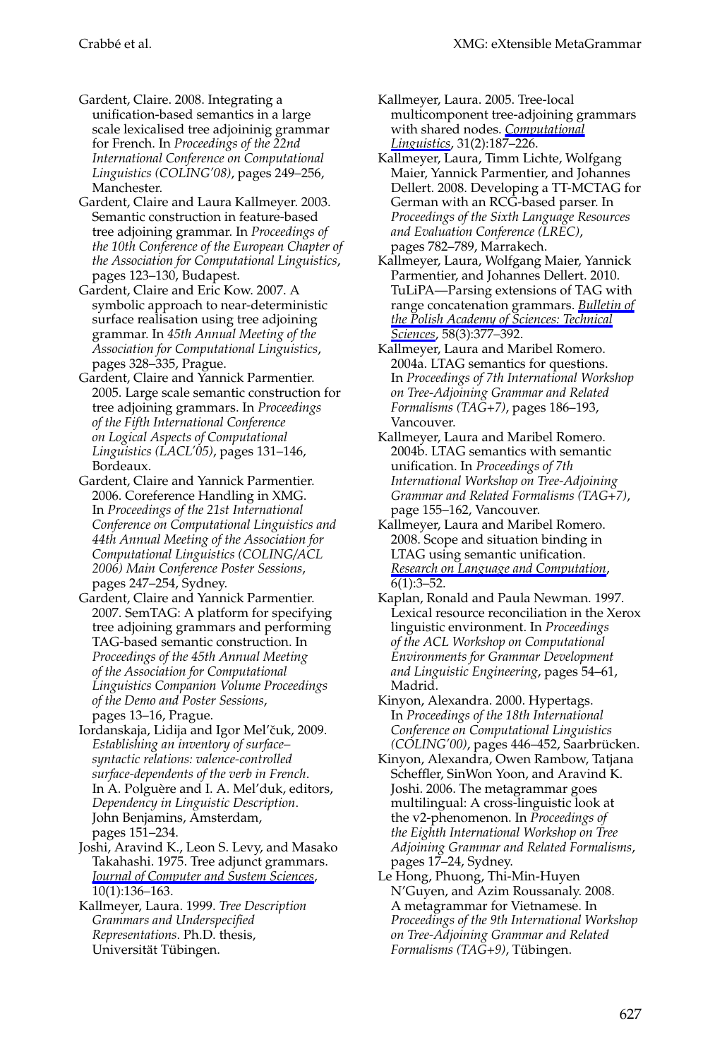Gardent, Claire. 2008. Integrating a unification-based semantics in a large scale lexicalised tree adjoininig grammar for French. In *Proceedings of the 22nd International Conference on Computational Linguistics (COLING'08)*, pages 249–256, Manchester.

Gardent, Claire and Laura Kallmeyer. 2003. Semantic construction in feature-based tree adjoining grammar. In *Proceedings of the 10th Conference of the European Chapter of the Association for Computational Linguistics*, pages 123–130, Budapest.

Gardent, Claire and Eric Kow. 2007. A symbolic approach to near-deterministic surface realisation using tree adjoining grammar. In *45th Annual Meeting of the Association for Computational Linguistics*, pages 328–335, Prague.

Gardent, Claire and Yannick Parmentier. 2005. Large scale semantic construction for tree adjoining grammars. In *Proceedings of the Fifth International Conference on Logical Aspects of Computational Linguistics (LACL'05)*, pages 131–146, Bordeaux.

Gardent, Claire and Yannick Parmentier. 2006. Coreference Handling in XMG. In *Proceedings of the 21st International Conference on Computational Linguistics and 44th Annual Meeting of the Association for Computational Linguistics (COLING/ACL 2006) Main Conference Poster Sessions*, pages 247–254, Sydney.

Gardent, Claire and Yannick Parmentier. 2007. SemTAG: A platform for specifying tree adjoining grammars and performing TAG-based semantic construction. In *Proceedings of the 45th Annual Meeting of the Association for Computational Linguistics Companion Volume Proceedings of the Demo and Poster Sessions*, pages 13–16, Prague.

Iordanskaja, Lidija and Igor Mel'čuk, 2009. *Establishing an inventory of surface–syntactic relations: valence-controlled surface-dependents of the verb in French*. In A. Polguère and I. A. Mel'duk, editors, *Dependency in Linguistic Description*. John Benjamins, Amsterdam, pages 151–234.

Joshi, Aravind K., Leon S. Levy, and Masako Takahashi. 1975. Tree adjunct grammars. *Journal of Computer and System Sciences*, 10(1):136–163.

Kallmeyer, Laura. 1999. *Tree Description Grammars and Underspecified Representations*. Ph.D. thesis, Universität Tübingen.

Kallmeyer, Laura. 2005. Tree-local multicomponent tree-adjoining grammars with shared nodes. *Computational Linguistics*, 31(2):187–226.

Kallmeyer, Laura, Timm Lichte, Wolfgang Maier, Yannick Parmentier, and Johannes Dellert. 2008. Developing a TT-MCTAG for German with an RCG-based parser. In *Proceedings of the Sixth Language Resources and Evaluation Conference (LREC)*, pages 782–789, Marrakech.

Kallmeyer, Laura, Wolfgang Maier, Yannick Parmentier, and Johannes Dellert. 2010. TuLiPA—Parsing extensions of TAG with range concatenation grammars. *Bulletin of the Polish Academy of Sciences: Technical Sciences*, 58(3):377–392.

Kallmeyer, Laura and Maribel Romero. 2004a. LTAG semantics for questions. In *Proceedings of 7th International Workshop on Tree-Adjoining Grammar and Related Formalisms (TAG+7)*, pages 186–193, Vancouver.

Kallmeyer, Laura and Maribel Romero. 2004b. LTAG semantics with semantic unification. In *Proceedings of 7th International Workshop on Tree-Adjoining Grammar and Related Formalisms (TAG+7)*, page 155–162, Vancouver.

Kallmeyer, Laura and Maribel Romero. 2008. Scope and situation binding in LTAG using semantic unification. *Research on Language and Computation*, 6(1):3–52.

Kaplan, Ronald and Paula Newman. 1997. Lexical resource reconciliation in the Xerox linguistic environment. In *Proceedings of the ACL Workshop on Computational Environments for Grammar Development and Linguistic Engineering*, pages 54–61, Madrid.

Kinyon, Alexandra. 2000. Hypertags. In *Proceedings of the 18th International Conference on Computational Linguistics (COLING'00)*, pages 446–452, Saarbrücken.

Kinyon, Alexandra, Owen Rambow, Tatjana Scheffler, SinWon Yoon, and Aravind K. Joshi. 2006. The metagrammar goes multilingual: A cross-linguistic look at the v2-phenomenon. In *Proceedings of the Eighth International Workshop on Tree Adjoining Grammar and Related Formalisms*, pages 17–24, Sydney.

Le Hong, Phuong, Thi-Min-Huyen N'Guyen, and Azim Roussanaly. 2008. A metagrammar for Vietnamese. In *Proceedings of the 9th International Workshop on Tree-Adjoining Grammar and Related Formalisms (TAG+9)*, Tübingen.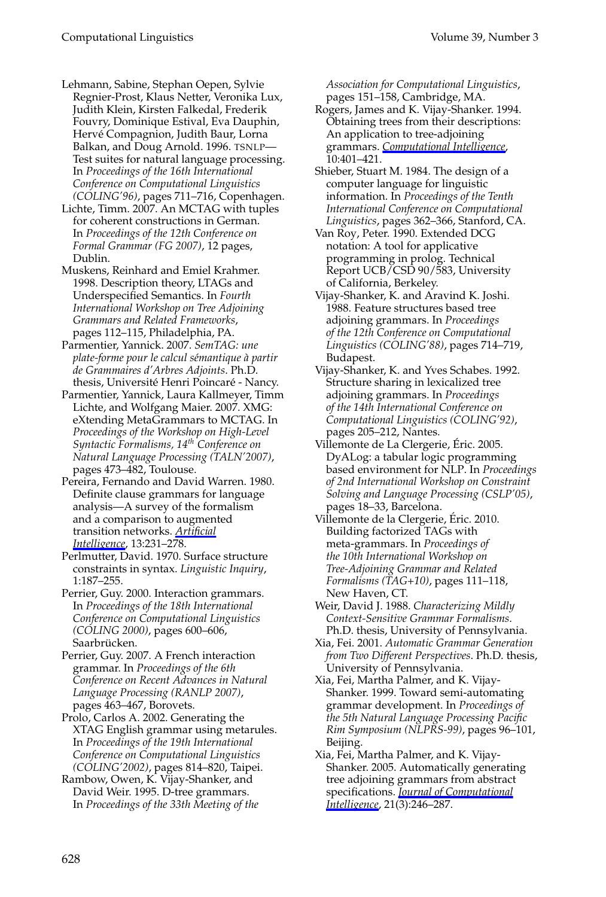Lehmann, Sabine, Stephan Oepen, Sylvie Regnier-Prost, Klaus Netter, Veronika Lux, Judith Klein, Kirsten Falkedal, Frederik Fouvry, Dominique Estival, Eva Dauphin, Hervé Compagnion, Judith Baur, Lorna Balkan, and Doug Arnold. 1996. TSNLP—Test suites for natural language processing. In *Proceedings of the 16th International Conference on Computational Linguistics (COLING'96)*, pages 711–716, Copenhagen.

Lichte, Timm. 2007. An MCTAG with tuples for coherent constructions in German. In *Proceedings of the 12th Conference on Formal Grammar (FG 2007)*, 12 pages, Dublin.

Muskens, Reinhard and Emiel Krahmer. 1998. Description theory, LTAGs and Underspecified Semantics. In *Fourth International Workshop on Tree Adjoining Grammars and Related Frameworks*, pages 112–115, Philadelphia, PA.

Parmentier, Yannick. 2007. *SemTAG: une plate-forme pour le calcul sémantique à partir de Grammaires d'Arbres Adjoints*. Ph.D. thesis, Université Henri Poincaré - Nancy.

Parmentier, Yannick, Laura Kallmeyer, Timm Lichte, and Wolfgang Maier. 2007. XMG: eXtending MetaGrammars to MCTAG. In *Proceedings of the Workshop on High-Level Syntactic Formalisms, 14th Conference on Natural Language Processing (TALN'2007)*, pages 473–482, Toulouse.

Pereira, Fernando and David Warren. 1980. Definite clause grammars for language analysis—A survey of the formalism and a comparison to augmented transition networks. *Artificial Intelligence*, 13:231–278.

Perlmutter, David. 1970. Surface structure constraints in syntax. *Linguistic Inquiry*, 1:187–255.

Perrier, Guy. 2000. Interaction grammars. In *Proceedings of the 18th International Conference on Computational Linguistics (COLING 2000)*, pages 600–606, Saarbrücken.

Perrier, Guy. 2007. A French interaction grammar. In *Proceedings of the 6th Conference on Recent Advances in Natural Language Processing (RANLP 2007)*, pages 463–467, Borovets.

Prolo, Carlos A. 2002. Generating the XTAG English grammar using metarules. In *Proceedings of the 19th International Conference on Computational Linguistics (COLING'2002)*, pages 814–820, Taipei.

Rambow, Owen, K. Vijay-Shanker, and David Weir. 1995. D-tree grammars. In *Proceedings of the 33th Meeting of the Association for Computational Linguistics*, pages 151–158, Cambridge, MA.

Rogers, James and K. Vijay-Shanker. 1994. Obtaining trees from their descriptions: An application to tree-adjoining grammars. *Computational Intelligence*, 10:401–421.

Shieber, Stuart M. 1984. The design of a computer language for linguistic information. In *Proceedings of the Tenth International Conference on Computational Linguistics*, pages 362–366, Stanford, CA.

Van Roy, Peter. 1990. Extended DCG notation: A tool for applicative programming in prolog. Technical Report UCB/CSD 90/583, University of California, Berkeley.

Vijay-Shanker, K. and Aravind K. Joshi. 1988. Feature structures based tree adjoining grammars. In *Proceedings of the 12th Conference on Computational Linguistics (COLING'88)*, pages 714–719, Budapest.

Vijay-Shanker, K. and Yves Schabes. 1992. Structure sharing in lexicalized tree adjoining grammars. In *Proceedings of the 14th International Conference on Computational Linguistics (COLING'92)*, pages 205–212, Nantes.

Villemonte de La Clergerie, Éric. 2005. DyALog: a tabular logic programming based environment for NLP. In *Proceedings of 2nd International Workshop on Constraint Solving and Language Processing (CSLP'05)*, pages 18–33, Barcelona.

Villemonte de la Clergerie, Éric. 2010. Building factorized TAGs with meta-grammars. In *Proceedings of the 10th International Workshop on Tree-Adjoining Grammar and Related Formalisms (TAG+10)*, pages 111–118, New Haven, CT.

Weir, David J. 1988. *Characterizing Mildly Context-Sensitive Grammar Formalisms*. Ph.D. thesis, University of Pennsylvania.

Xia, Fei. 2001. *Automatic Grammar Generation from Two Different Perspectives*. Ph.D. thesis, University of Pennsylvania.

Xia, Fei, Martha Palmer, and K. Vijay-Shanker. 1999. Toward semi-automating grammar development. In *Proceedings of the 5th Natural Language Processing Pacific Rim Symposium (NLPRS-99)*, pages 96–101, Beijing.

Xia, Fei, Martha Palmer, and K. Vijay-Shanker. 2005. Automatically generating tree adjoining grammars from abstract specifications. *Journal of Computational Intelligence*, 21(3):246–287.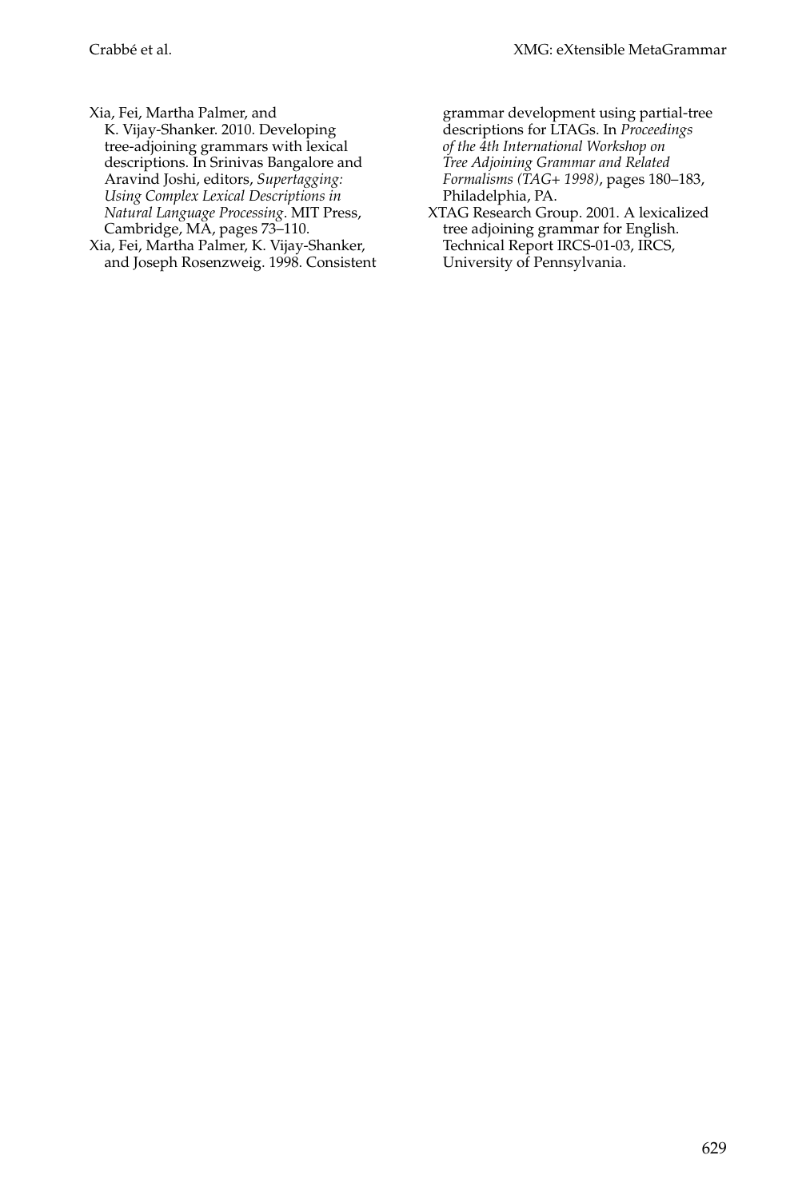Xia, Fei, Martha Palmer, and K. Vijay-Shanker. 2010. Developing tree-adjoining grammars with lexical descriptions. In Srinivas Bangalore and Aravind Joshi, editors, *Supertagging: Using Complex Lexical Descriptions in Natural Language Processing*. MIT Press, Cambridge, MA, pages 73–110.

Xia, Fei, Martha Palmer, K. Vijay-Shanker, and Joseph Rosenzweig. 1998. Consistent grammar development using partial-tree descriptions for LTAGs. In *Proceedings of the 4th International Workshop on Tree Adjoining Grammar and Related Formalisms (TAG+ 1998)*, pages 180–183, Philadelphia, PA.

XTAG Research Group. 2001. A lexicalized tree adjoining grammar for English. Technical Report IRCS-01-03, IRCS, University of Pennsylvania.